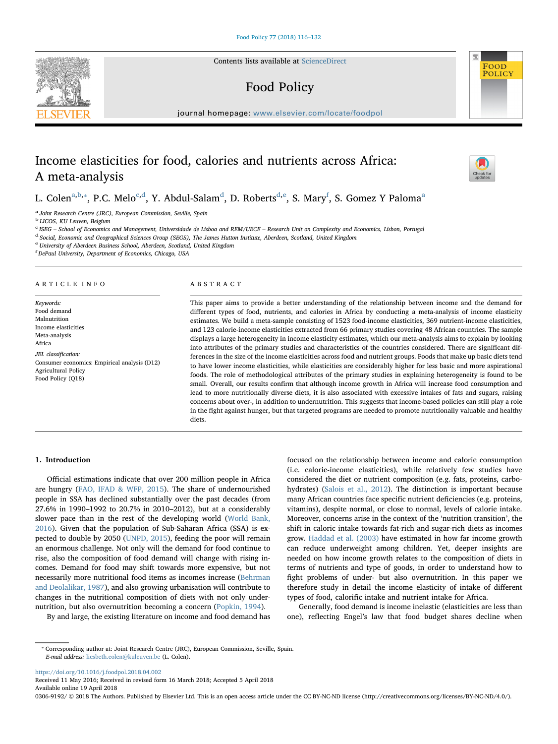# Income elasticities for food, calories and nutrients across Africa: A meta-analysis

L. Colen[a,b,*], P.C. Melo[c,d], Y. Abdul-Salam[d], D. Roberts[d,e], S. Mary[f], S. Gomez Y Paloma[a]

[a] Joint Research Centre (JRC), European Commission, Seville, Spain
[b] LICOS, KU Leuven, Belgium
[c] ISEG – School of Economics and Management, Universidade de Lisboa and REM/UECE – Research Unit on Complexity and Economics, Lisbon, Portugal
[d] Social, Economic and Geographical Sciences Group (SEGS), The James Hutton Institute, Aberdeen, Scotland, United Kingdom
[e] University of Aberdeen Business School, Aberdeen, Scotland, United Kingdom
[f] DePaul University, Department of Economics, Chicago, USA

## ARTICLE INFO

*Keywords:*
Food demand
Malnutrition
Income elasticities
Meta-analysis
Africa

*JEL classification:*
Consumer economics: Empirical analysis (D12)
Agricultural Policy
Food Policy (Q18)

## ABSTRACT

This paper aims to provide a better understanding of the relationship between income and the demand for different types of food, nutrients, and calories in Africa by conducting a meta-analysis of income elasticity estimates. We build a meta-sample consisting of 1523 food-income elasticities, 369 nutrient-income elasticities, and 123 calorie-income elasticities extracted from 66 primary studies covering 48 African countries. The sample displays a large heterogeneity in income elasticity estimates, which our meta-analysis aims to explain by looking into attributes of the primary studies and characteristics of the countries considered. There are significant differences in the size of the income elasticities across food and nutrient groups. Foods that make up basic diets tend to have lower income elasticities, while elasticities are considerably higher for less basic and more aspirational foods. The role of methodological attributes of the primary studies in explaining heterogeneity is found to be small. Overall, our results confirm that although income growth in Africa will increase food consumption and lead to more nutritionally diverse diets, it is also associated with excessive intakes of fats and sugars, raising concerns about over-, in addition to undernutrition. This suggests that income-based policies can still play a role in the fight against hunger, but that targeted programs are needed to promote nutritionally valuable and healthy diets.

## 1. Introduction

Official estimations indicate that over 200 million people in Africa are hungry (FAO, IFAD & WFP, 2015). The share of undernourished people in SSA has declined substantially over the past decades (from 27.6% in 1990–1992 to 20.7% in 2010–2012), but at a considerably slower pace than in the rest of the developing world (World Bank, 2016). Given that the population of Sub-Saharan Africa (SSA) is expected to double by 2050 (UNPD, 2015), feeding the poor will remain an enormous challenge. Not only will the demand for food continue to rise, also the composition of food demand will change with rising incomes. Demand for food may shift towards more expensive, but not necessarily more nutritional food items as incomes increase (Behrman and Deolalikar, 1987), and also growing urbanisation will contribute to changes in the nutritional composition of diets with not only undernutrition, but also overnutrition becoming a concern (Popkin, 1994).

By and large, the existing literature on income and food demand has focused on the relationship between income and calorie consumption (i.e. calorie-income elasticities), while relatively few studies have considered the diet or nutrient composition (e.g. fats, proteins, carbohydrates) (Salois et al., 2012). The distinction is important because many African countries face specific nutrient deficiencies (e.g. proteins, vitamins), despite normal, or close to normal, levels of calorie intake. Moreover, concerns arise in the context of the 'nutrition transition', the shift in caloric intake towards fat-rich and sugar-rich diets as incomes grow. Haddad et al. (2003) have estimated in how far income growth can reduce underweight among children. Yet, deeper insights are needed on how income growth relates to the composition of diets in terms of nutrients and type of goods, in order to understand how to fight problems of under- but also overnutrition. In this paper we therefore study in detail the income elasticity of intake of different types of food, calorific intake and nutrient intake for Africa.

Generally, food demand is income inelastic (elasticities are less than one), reflecting Engel's law that food budget shares decline when

---

* Corresponding author at: Joint Research Centre (JRC), European Commission, Seville, Spain.
*E-mail address:* liesbeth.colen@kuleuven.be (L. Colen).

https://doi.org/10.1016/j.foodpol.2018.04.002
Received 11 May 2016; Received in revised form 16 March 2018; Accepted 5 April 2018
Available online 19 April 2018
0306-9192/ © 2018 The Authors. Published by Elsevier Ltd. This is an open access article under the CC BY-NC-ND license (http://creativecommons.org/licenses/BY-NC-ND/4.0/).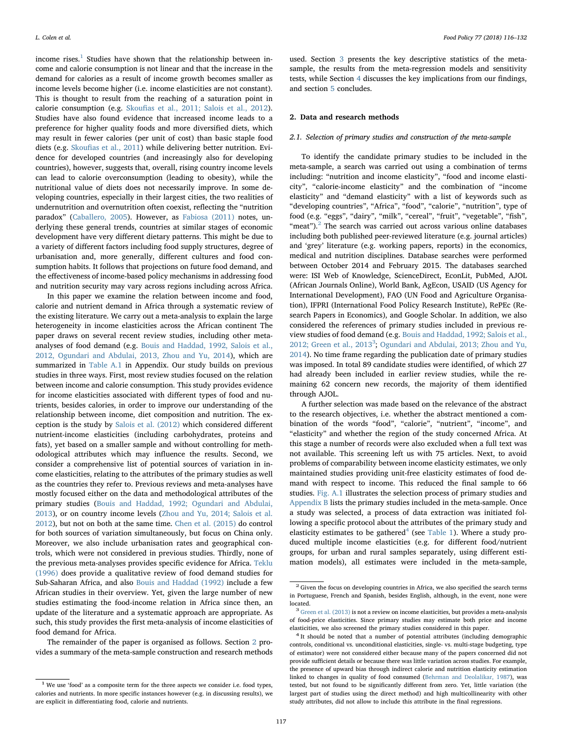income rises.[1] Studies have shown that the relationship between income and calorie consumption is not linear and that the increase in the demand for calories as a result of income growth becomes smaller as income levels become higher (i.e. income elasticities are not constant). This is thought to result from the reaching of a saturation point in calorie consumption (e.g. Skoufias et al., 2011; Salois et al., 2012). Studies have also found evidence that increased income leads to a preference for higher quality foods and more diversified diets, which may result in fewer calories (per unit of cost) than basic staple food diets (e.g. Skoufias et al., 2011) while delivering better nutrition. Evidence for developed countries (and increasingly also for developing countries), however, suggests that, overall, rising country income levels can lead to calorie overconsumption (leading to obesity), while the nutritional value of diets does not necessarily improve. In some developing countries, especially in their largest cities, the two realities of undernutrition and overnutrition often coexist, reflecting the "nutrition paradox" (Caballero, 2005). However, as Fabiosa (2011) notes, underlying these general trends, countries at similar stages of economic development have very different dietary patterns. This might be due to a variety of different factors including food supply structures, degree of urbanisation and, more generally, different cultures and food consumption habits. It follows that projections on future food demand, and the effectiveness of income-based policy mechanisms in addressing food and nutrition security may vary across regions including across Africa.

In this paper we examine the relation between income and food, calorie and nutrient demand in Africa through a systematic review of the existing literature. We carry out a meta-analysis to explain the large heterogeneity in income elasticities across the African continent The paper draws on several recent review studies, including other meta-analyses of food demand (e.g. Bouis and Haddad, 1992, Salois et al., 2012, Ogundari and Abdulai, 2013, Zhou and Yu, 2014), which are summarized in Table A.1 in Appendix. Our study builds on previous studies in three ways. First, most review studies focused on the relation between income and calorie consumption. This study provides evidence for income elasticities associated with different types of food and nutrients, besides calories, in order to improve our understanding of the relationship between income, diet composition and nutrition. The exception is the study by Salois et al. (2012) which considered different nutrient-income elasticities (including carbohydrates, proteins and fats), yet based on a smaller sample and without controlling for methodological attributes which may influence the results. Second, we consider a comprehensive list of potential sources of variation in income elasticities, relating to the attributes of the primary studies as well as the countries they refer to. Previous reviews and meta-analyses have mostly focused either on the data and methodological attributes of the primary studies (Bouis and Haddad, 1992; Ogundari and Abdulai, 2013), or on country income levels (Zhou and Yu, 2014; Salois et al. 2012), but not on both at the same time. Chen et al. (2015) do control for both sources of variation simultaneously, but focus on China only. Moreover, we also include urbanisation rates and geographical controls, which were not considered in previous studies. Thirdly, none of the previous meta-analyses provides specific evidence for Africa. Teklu (1996) does provide a qualitative review of food demand studies for Sub-Saharan Africa, and also Bouis and Haddad (1992) include a few African studies in their overview. Yet, given the large number of new studies estimating the food-income relation in Africa since then, an update of the literature and a systematic approach are appropriate. As such, this study provides the first meta-analysis of income elasticities of food demand for Africa.

The remainder of the paper is organised as follows. Section 2 provides a summary of the meta-sample construction and research methods used. Section 3 presents the key descriptive statistics of the meta-sample, the results from the meta-regression models and sensitivity tests, while Section 4 discusses the key implications from our findings, and section 5 concludes.

## 2. Data and research methods

### 2.1. Selection of primary studies and construction of the meta-sample

To identify the candidate primary studies to be included in the meta-sample, a search was carried out using a combination of terms including: "nutrition and income elasticity", "food and income elasticity", "calorie-income elasticity" and the combination of "income elasticity" and "demand elasticity" with a list of keywords such as "developing countries", "Africa", "food", "calorie", "nutrition", type of food (e.g. "eggs", "dairy", "milk", "cereal", "fruit", "vegetable", "fish", "meat").[2] The search was carried out across various online databases including both published peer-reviewed literature (e.g. journal articles) and 'grey' literature (e.g. working papers, reports) in the economics, medical and nutrition disciplines. Database searches were performed between October 2014 and February 2015. The databases searched were: ISI Web of Knowledge, ScienceDirect, EconLit, PubMed, AJOL (African Journals Online), World Bank, AgEcon, USAID (US Agency for International Development), FAO (UN Food and Agriculture Organisation), IFPRI (International Food Policy Research Institute), RePEc (Research Papers in Economics), and Google Scholar. In addition, we also considered the references of primary studies included in previous review studies of food demand (e.g. Bouis and Haddad, 1992; Salois et al., 2012; Green et al., 2013[3]; Ogundari and Abdulai, 2013; Zhou and Yu, 2014). No time frame regarding the publication date of primary studies was imposed. In total 89 candidate studies were identified, of which 27 had already been included in earlier review studies, while the remaining 62 concern new records, the majority of them identified through AJOL.

A further selection was made based on the relevance of the abstract to the research objectives, i.e. whether the abstract mentioned a combination of the words "food", "calorie", "nutrient", "income", and "elasticity" and whether the region of the study concerned Africa. At this stage a number of records were also excluded when a full text was not available. This screening left us with 75 articles. Next, to avoid problems of comparability between income elasticity estimates, we only maintained studies providing unit-free elasticity estimates of food demand with respect to income. This reduced the final sample to 66 studies. Fig. A.1 illustrates the selection process of primary studies and Appendix B lists the primary studies included in the meta-sample. Once a study was selected, a process of data extraction was initiated following a specific protocol about the attributes of the primary study and elasticity estimates to be gathered[4] (see Table 1). Where a study produced multiple income elasticities (e.g. for different food/nutrient groups, for urban and rural samples separately, using different estimation models), all estimates were included in the meta-sample,

---

[1] We use 'food' as a composite term for the three aspects we consider i.e. food types, calories and nutrients. In more specific instances however (e.g. in discussing results), we are explicit in differentiating food, calorie and nutrients.

[2] Given the focus on developing countries in Africa, we also specified the search terms in Portuguese, French and Spanish, besides English, although, in the event, none were located.

[3] Green et al. (2013) is not a review on income elasticities, but provides a meta-analysis of food-price elasticities. Since primary studies may estimate both price and income elasticities, we also screened the primary studies considered in this paper.

[4] It should be noted that a number of potential attributes (including demographic controls, conditional vs. unconditional elasticities, single- vs. multi-stage budgeting, type of estimator) were not considered either because many of the papers concerned did not provide sufficient details or because there was little variation across studies. For example, the presence of upward bias through indirect calorie and nutrition elasticity estimation linked to changes in quality of food consumed (Behrman and Deolalikar, 1987), was tested, but not found to be significantly different from zero. Yet, little variation (the largest part of studies using the direct method) and high multicollinearity with other study attributes, did not allow to include this attribute in the final regressions.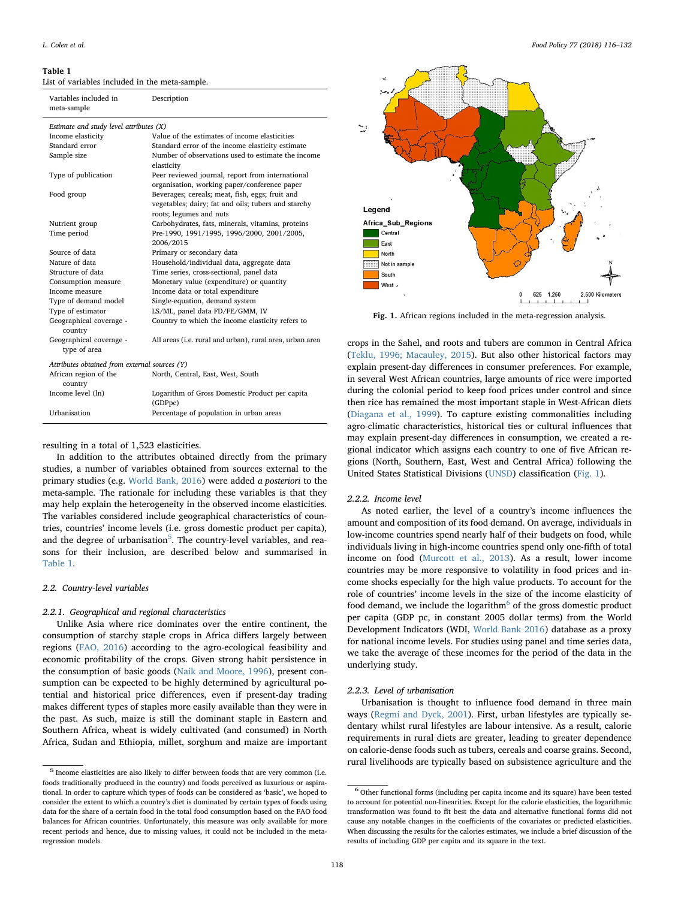**Table 1**
List of variables included in the meta-sample.

| Variables included in meta-sample | Description |
|---|---|
| *Estimate and study level attributes (X)* | |
| Income elasticity | Value of the estimates of income elasticities |
| Standard error | Standard error of the income elasticity estimate |
| Sample size | Number of observations used to estimate the income elasticity |
| Type of publication | Peer reviewed journal, report from international organisation, working paper/conference paper |
| Food group | Beverages; cereals; meat, fish, eggs; fruit and vegetables; dairy; fat and oils; tubers and starchy roots; legumes and nuts |
| Nutrient group | Carbohydrates, fats, minerals, vitamins, proteins |
| Time period | Pre-1990, 1991/1995, 1996/2000, 2001/2005, 2006/2015 |
| Source of data | Primary or secondary data |
| Nature of data | Household/individual data, aggregate data |
| Structure of data | Time series, cross-sectional, panel data |
| Consumption measure | Monetary value (expenditure) or quantity |
| Income measure | Income data or total expenditure |
| Type of demand model | Single-equation, demand system |
| Type of estimator | LS/ML, panel data FD/FE/GMM, IV |
| Geographical coverage - country | Country to which the income elasticity refers to |
| Geographical coverage - type of area | All areas (i.e. rural and urban), rural area, urban area |
| *Attributes obtained from external sources (Y)* | |
| African region of the country | North, Central, East, West, South |
| Income level (ln) | Logarithm of Gross Domestic Product per capita (GDPpc) |
| Urbanisation | Percentage of population in urban areas |

resulting in a total of 1,523 elasticities.

In addition to the attributes obtained directly from the primary studies, a number of variables obtained from sources external to the primary studies (e.g. World Bank, 2016) were added *a posteriori* to the meta-sample. The rationale for including these variables is that they may help explain the heterogeneity in the observed income elasticities. The variables considered include geographical characteristics of countries, countries' income levels (i.e. gross domestic product per capita), and the degree of urbanisation[5]. The country-level variables, and reasons for their inclusion, are described below and summarised in Table 1.

## 2.2. Country-level variables

### 2.2.1. Geographical and regional characteristics

Unlike Asia where rice dominates over the entire continent, the consumption of starchy staple crops in Africa differs largely between regions (FAO, 2016) according to the agro-ecological feasibility and economic profitability of the crops. Given strong habit persistence in the consumption of basic goods (Naik and Moore, 1996), present consumption can be expected to be highly determined by agricultural potential and historical price differences, even if present-day trading makes different types of staples more easily available than they were in the past. As such, maize is still the dominant staple in Eastern and Southern Africa, wheat is widely cultivated (and consumed) in North Africa, Sudan and Ethiopia, millet, sorghum and maize are important crops in the Sahel, and roots and tubers are common in Central Africa (Teklu, 1996; Macauley, 2015). But also other historical factors may explain present-day differences in consumer preferences. For example, in several West African countries, large amounts of rice were imported during the colonial period to keep food prices under control and since then rice has remained the most important staple in West-African diets (Diagana et al., 1999). To capture existing commonalities including agro-climatic characteristics, historical ties or cultural influences that may explain present-day differences in consumption, we created a regional indicator which assigns each country to one of five African regions (North, Southern, East, West and Central Africa) following the United States Statistical Divisions (UNSD) classification (Fig. 1).

**Fig. 1.** African regions included in the meta-regression analysis.

### 2.2.2. Income level

As noted earlier, the level of a country's income influences the amount and composition of its food demand. On average, individuals in low-income countries spend nearly half of their budgets on food, while individuals living in high-income countries spend only one-fifth of total income on food (Murcott et al., 2013). As a result, lower income countries may be more responsive to volatility in food prices and income shocks especially for the high value products. To account for the role of countries' income levels in the size of the income elasticity of food demand, we include the logarithm[6] of the gross domestic product per capita (GDP pc, in constant 2005 dollar terms) from the World Development Indicators (WDI, World Bank 2016) database as a proxy for national income levels. For studies using panel and time series data, we take the average of these incomes for the period of the data in the underlying study.

### 2.2.3. Level of urbanisation

Urbanisation is thought to influence food demand in three main ways (Regmi and Dyck, 2001). First, urban lifestyles are typically sedentary whilst rural lifestyles are labour intensive. As a result, calorie requirements in rural diets are greater, leading to greater dependence on calorie-dense foods such as tubers, cereals and coarse grains. Second, rural livelihoods are typically based on subsistence agriculture and the

---

[5] Income elasticities are also likely to differ between foods that are very common (i.e. foods traditionally produced in the country) and foods perceived as luxurious or aspirational. In order to capture which types of foods can be considered as 'basic', we hoped to consider the extent to which a country's diet is dominated by certain types of foods using data for the share of a certain food in the total food consumption based on the FAO food balances for African countries. Unfortunately, this measure was only available for more recent periods and hence, due to missing values, it could not be included in the meta-regression models.

[6] Other functional forms (including per capita income and its square) have been tested to account for potential non-linearities. Except for the calorie elasticities, the logarithmic transformation was found to fit best the data and alternative functional forms did not cause any notable changes in the coefficients of the covariates or predicted elasticities. When discussing the results for the calories estimates, we include a brief discussion of the results of including GDP per capita and its square in the text.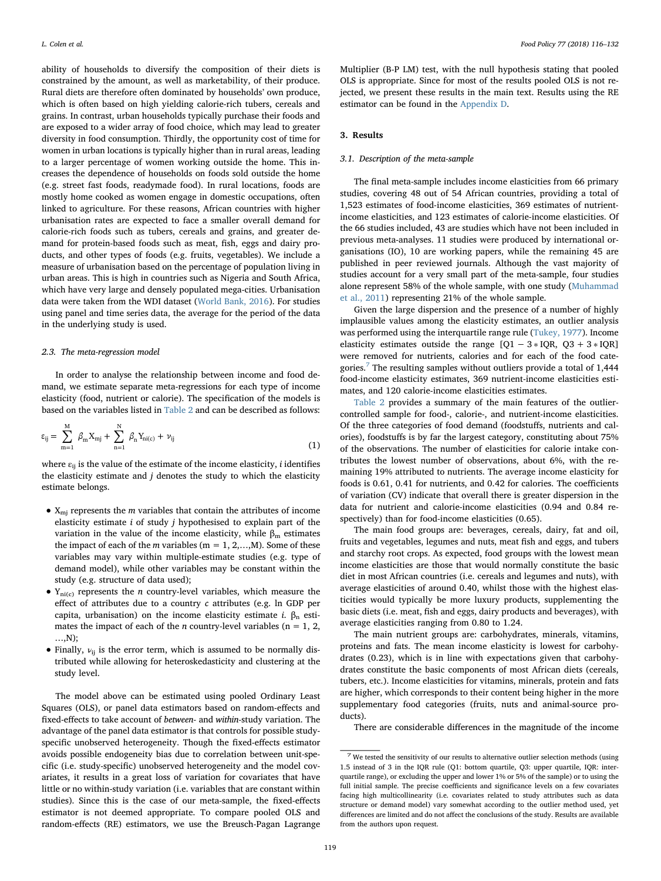ability of households to diversify the composition of their diets is constrained by the amount, as well as marketability, of their produce. Rural diets are therefore often dominated by households' own produce, which is often based on high yielding calorie-rich tubers, cereals and grains. In contrast, urban households typically purchase their foods and are exposed to a wider array of food choice, which may lead to greater diversity in food consumption. Thirdly, the opportunity cost of time for women in urban locations is typically higher than in rural areas, leading to a larger percentage of women working outside the home. This increases the dependence of households on foods sold outside the home (e.g. street fast foods, readymade food). In rural locations, foods are mostly home cooked as women engage in domestic occupations, often linked to agriculture. For these reasons, African countries with higher urbanisation rates are expected to face a smaller overall demand for calorie-rich foods such as tubers, cereals and grains, and greater demand for protein-based foods such as meat, fish, eggs and dairy products, and other types of foods (e.g. fruits, vegetables). We include a measure of urbanisation based on the percentage of population living in urban areas. This is high in countries such as Nigeria and South Africa, which have very large and densely populated mega-cities. Urbanisation data were taken from the WDI dataset (World Bank, 2016). For studies using panel and time series data, the average for the period of the data in the underlying study is used.

### 2.3. The meta-regression model

In order to analyse the relationship between income and food demand, we estimate separate meta-regressions for each type of income elasticity (food, nutrient or calorie). The specification of the models is based on the variables listed in Table 2 and can be described as follows:

$$\varepsilon_{ij} = \sum_{m=1}^{M} \beta_m X_{mj} + \sum_{n=1}^{N} \beta_n Y_{ni(c)} + \nu_{ij} \tag{1}$$

where $\varepsilon_{ij}$ is the value of the estimate of the income elasticity, $i$ identifies the elasticity estimate and $j$ denotes the study to which the elasticity estimate belongs.

- $X_{mj}$ represents the $m$ variables that contain the attributes of income elasticity estimate $i$ of study $j$ hypothesised to explain part of the variation in the value of the income elasticity, while $\beta_m$ estimates the impact of each of the $m$ variables ($m = 1, 2, \ldots, M$). Some of these variables may vary within multiple-estimate studies (e.g. type of demand model), while other variables may be constant within the study (e.g. structure of data used);
- $Y_{ni(c)}$ represents the $n$ country-level variables, which measure the effect of attributes due to a country $c$ attributes (e.g. ln GDP per capita, urbanisation) on the income elasticity estimate $i$. $\beta_n$ estimates the impact of each of the $n$ country-level variables ($n = 1, 2, \ldots, N$);
- Finally, $\nu_{ij}$ is the error term, which is assumed to be normally distributed while allowing for heteroskedasticity and clustering at the study level.

The model above can be estimated using pooled Ordinary Least Squares (OLS), or panel data estimators based on random-effects and fixed-effects to take account of *between*- and *within*-study variation. The advantage of the panel data estimator is that controls for possible study-specific unobserved heterogeneity. Though the fixed-effects estimator avoids possible endogeneity bias due to correlation between unit-specific (i.e. study-specific) unobserved heterogeneity and the model covariates, it results in a great loss of variation for covariates that have little or no within-study variation (i.e. variables that are constant within studies). Since this is the case of our meta-sample, the fixed-effects estimator is not deemed appropriate. To compare pooled OLS and random-effects (RE) estimators, we use the Breusch-Pagan Lagrange Multiplier (B-P LM) test, with the null hypothesis stating that pooled OLS is appropriate. Since for most of the results pooled OLS is not rejected, we present these results in the main text. Results using the RE estimator can be found in the Appendix D.

## 3. Results

### 3.1. Description of the meta-sample

The final meta-sample includes income elasticities from 66 primary studies, covering 48 out of 54 African countries, providing a total of 1,523 estimates of food-income elasticities, 369 estimates of nutrient-income elasticities, and 123 estimates of calorie-income elasticities. Of the 66 studies included, 43 are studies which have not been included in previous meta-analyses. 11 studies were produced by international organisations (IO), 10 are working papers, while the remaining 45 are published in peer reviewed journals. Although the vast majority of studies account for a very small part of the meta-sample, four studies alone represent 58% of the whole sample, with one study (Muhammad et al., 2011) representing 21% of the whole sample.

Given the large dispersion and the presence of a number of highly implausible values among the elasticity estimates, an outlier analysis was performed using the interquartile range rule (Tukey, 1977). Income elasticity estimates outside the range [Q1 − 3 * IQR, Q3 + 3 * IQR] were removed for nutrients, calories and for each of the food categories.[7] The resulting samples without outliers provide a total of 1,444 food-income elasticity estimates, 369 nutrient-income elasticities estimates, and 120 calorie-income elasticities estimates.

Table 2 provides a summary of the main features of the outlier-controlled sample for food-, calorie-, and nutrient-income elasticities. Of the three categories of food demand (foodstuffs, nutrients and calories), foodstuffs is by far the largest category, constituting about 75% of the observations. The number of elasticities for calorie intake contributes the lowest number of observations, about 6%, with the remaining 19% attributed to nutrients. The average income elasticity for foods is 0.61, 0.41 for nutrients, and 0.42 for calories. The coefficients of variation (CV) indicate that overall there is greater dispersion in the data for nutrient and calorie-income elasticities (0.94 and 0.84 respectively) than for food-income elasticities (0.65).

The main food groups are: beverages, cereals, dairy, fat and oil, fruits and vegetables, legumes and nuts, meat fish and eggs, and tubers and starchy root crops. As expected, food groups with the lowest mean income elasticities are those that would normally constitute the basic diet in most African countries (i.e. cereals and legumes and nuts), with average elasticities of around 0.40, whilst those with the highest elasticities would typically be more luxury products, supplementing the basic diets (i.e. meat, fish and eggs, dairy products and beverages), with average elasticities ranging from 0.80 to 1.24.

The main nutrient groups are: carbohydrates, minerals, vitamins, proteins and fats. The mean income elasticity is lowest for carbohydrates (0.23), which is in line with expectations given that carbohydrates constitute the basic components of most African diets (cereals, tubers, etc.). Income elasticities for vitamins, minerals, protein and fats are higher, which corresponds to their content being higher in the more supplementary food categories (fruits, nuts and animal-source products).

There are considerable differences in the magnitude of the income

[7] We tested the sensitivity of our results to alternative outlier selection methods (using 1.5 instead of 3 in the IQR rule (Q1: bottom quartile, Q3: upper quartile, IQR: interquartile range), or excluding the upper and lower 1% or 5% of the sample) or to using the full initial sample. The precise coefficients and significance levels on a few covariates facing high multicollinearity (i.e. covariates related to study attributes such as data structure or demand model) vary somewhat according to the outlier method used, yet differences are limited and do not affect the conclusions of the study. Results are available from the authors upon request.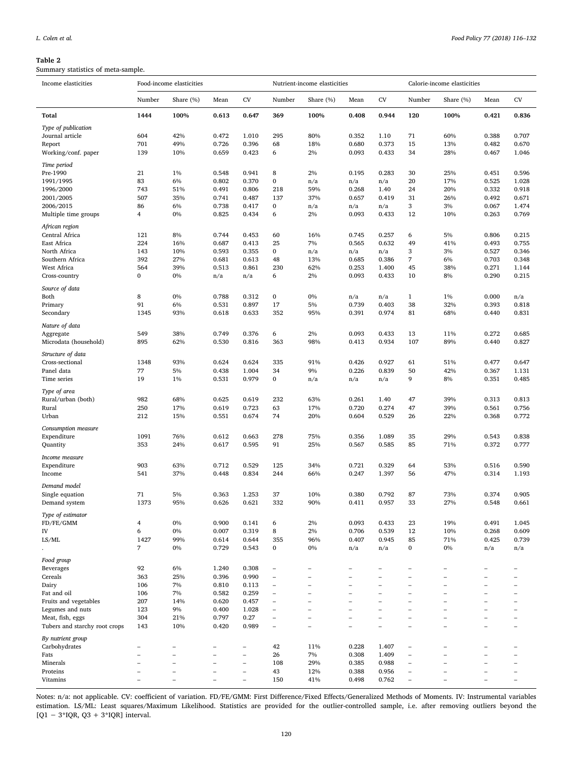**Table 2**
Summary statistics of meta-sample.

| Income elasticities | Food-income elasticities | | | | Nutrient-income elasticities | | | | Calorie-income elasticities | | | |
|---|---|---|---|---|---|---|---|---|---|---|---|---|
| | Number | Share (%) | Mean | CV | Number | Share (%) | Mean | CV | Number | Share (%) | Mean | CV |
| **Total** | **1444** | **100%** | **0.613** | **0.647** | **369** | **100%** | **0.408** | **0.944** | **120** | **100%** | **0.421** | **0.836** |
| *Type of publication* | | | | | | | | | | | | |
| Journal article | 604 | 42% | 0.472 | 1.010 | 295 | 80% | 0.352 | 1.10 | 71 | 60% | 0.388 | 0.707 |
| Report | 701 | 49% | 0.726 | 0.396 | 68 | 18% | 0.680 | 0.373 | 15 | 13% | 0.482 | 0.670 |
| Working/conf. paper | 139 | 10% | 0.659 | 0.423 | 6 | 2% | 0.093 | 0.433 | 34 | 28% | 0.467 | 1.046 |
| *Time period* | | | | | | | | | | | | |
| Pre-1990 | 21 | 1% | 0.548 | 0.941 | 8 | 2% | 0.195 | 0.283 | 30 | 25% | 0.451 | 0.596 |
| 1991/1995 | 83 | 6% | 0.802 | 0.370 | 0 | n/a | n/a | n/a | 20 | 17% | 0.525 | 1.028 |
| 1996/2000 | 743 | 51% | 0.491 | 0.806 | 218 | 59% | 0.268 | 1.40 | 24 | 20% | 0.332 | 0.918 |
| 2001/2005 | 507 | 35% | 0.741 | 0.487 | 137 | 37% | 0.657 | 0.419 | 31 | 26% | 0.492 | 0.671 |
| 2006/2015 | 86 | 6% | 0.738 | 0.417 | 0 | n/a | n/a | n/a | 3 | 3% | 0.067 | 1.474 |
| Multiple time groups | 4 | 0% | 0.825 | 0.434 | 6 | 2% | 0.093 | 0.433 | 12 | 10% | 0.263 | 0.769 |
| *African region* | | | | | | | | | | | | |
| Central Africa | 121 | 8% | 0.744 | 0.453 | 60 | 16% | 0.745 | 0.257 | 6 | 5% | 0.806 | 0.215 |
| East Africa | 224 | 16% | 0.687 | 0.413 | 25 | 7% | 0.565 | 0.632 | 49 | 41% | 0.493 | 0.755 |
| North Africa | 143 | 10% | 0.593 | 0.355 | 0 | n/a | n/a | n/a | 3 | 3% | 0.527 | 0.346 |
| Southern Africa | 392 | 27% | 0.681 | 0.613 | 48 | 13% | 0.685 | 0.386 | 7 | 6% | 0.703 | 0.348 |
| West Africa | 564 | 39% | 0.513 | 0.861 | 230 | 62% | 0.253 | 1.400 | 45 | 38% | 0.271 | 1.144 |
| Cross-country | 0 | 0% | n/a | n/a | 6 | 2% | 0.093 | 0.433 | 10 | 8% | 0.290 | 0.215 |
| *Source of data* | | | | | | | | | | | | |
| Both | 8 | 0% | 0.788 | 0.312 | 0 | 0% | n/a | n/a | 1 | 1% | 0.000 | n/a |
| Primary | 91 | 6% | 0.531 | 0.897 | 17 | 5% | 0.739 | 0.403 | 38 | 32% | 0.393 | 0.818 |
| Secondary | 1345 | 93% | 0.618 | 0.633 | 352 | 95% | 0.391 | 0.974 | 81 | 68% | 0.440 | 0.831 |
| *Nature of data* | | | | | | | | | | | | |
| Aggregate | 549 | 38% | 0.749 | 0.376 | 6 | 2% | 0.093 | 0.433 | 13 | 11% | 0.272 | 0.685 |
| Microdata (household) | 895 | 62% | 0.530 | 0.816 | 363 | 98% | 0.413 | 0.934 | 107 | 89% | 0.440 | 0.827 |
| *Structure of data* | | | | | | | | | | | | |
| Cross-sectional | 1348 | 93% | 0.624 | 0.624 | 335 | 91% | 0.426 | 0.927 | 61 | 51% | 0.477 | 0.647 |
| Panel data | 77 | 5% | 0.438 | 1.004 | 34 | 9% | 0.226 | 0.839 | 50 | 42% | 0.367 | 1.131 |
| Time series | 19 | 1% | 0.531 | 0.979 | 0 | n/a | n/a | n/a | 9 | 8% | 0.351 | 0.485 |
| *Type of area* | | | | | | | | | | | | |
| Rural/urban (both) | 982 | 68% | 0.625 | 0.619 | 232 | 63% | 0.261 | 1.40 | 47 | 39% | 0.313 | 0.813 |
| Rural | 250 | 17% | 0.619 | 0.723 | 63 | 17% | 0.720 | 0.274 | 47 | 39% | 0.561 | 0.756 |
| Urban | 212 | 15% | 0.551 | 0.674 | 74 | 20% | 0.604 | 0.529 | 26 | 22% | 0.368 | 0.772 |
| *Consumption measure* | | | | | | | | | | | | |
| Expenditure | 1091 | 76% | 0.612 | 0.663 | 278 | 75% | 0.356 | 1.089 | 35 | 29% | 0.543 | 0.838 |
| Quantity | 353 | 24% | 0.617 | 0.595 | 91 | 25% | 0.567 | 0.585 | 85 | 71% | 0.372 | 0.777 |
| *Income measure* | | | | | | | | | | | | |
| Expenditure | 903 | 63% | 0.712 | 0.529 | 125 | 34% | 0.721 | 0.329 | 64 | 53% | 0.516 | 0.590 |
| Income | 541 | 37% | 0.448 | 0.834 | 244 | 66% | 0.247 | 1.397 | 56 | 47% | 0.314 | 1.193 |
| *Demand model* | | | | | | | | | | | | |
| Single equation | 71 | 5% | 0.363 | 1.253 | 37 | 10% | 0.380 | 0.792 | 87 | 73% | 0.374 | 0.905 |
| Demand system | 1373 | 95% | 0.626 | 0.621 | 332 | 90% | 0.411 | 0.957 | 33 | 27% | 0.548 | 0.661 |
| *Type of estimator* | | | | | | | | | | | | |
| FD/FE/GMM | 4 | 0% | 0.900 | 0.141 | 6 | 2% | 0.093 | 0.433 | 23 | 19% | 0.491 | 1.045 |
| IV | 6 | 0% | 0.007 | 0.319 | 8 | 2% | 0.706 | 0.539 | 12 | 10% | 0.268 | 0.609 |
| LS/ML | 1427 | 99% | 0.614 | 0.644 | 355 | 96% | 0.407 | 0.945 | 85 | 71% | 0.425 | 0.739 |
| . | 7 | 0% | 0.729 | 0.543 | 0 | 0% | n/a | n/a | 0 | 0% | n/a | n/a |
| *Food group* | | | | | | | | | | | | |
| Beverages | 92 | 6% | 1.240 | 0.308 | – | – | – | – | – | – | – | – |
| Cereals | 363 | 25% | 0.396 | 0.990 | – | – | – | – | – | – | – | – |
| Dairy | 106 | 7% | 0.810 | 0.113 | – | – | – | – | – | – | – | – |
| Fat and oil | 106 | 7% | 0.582 | 0.259 | – | – | – | – | – | – | – | – |
| Fruits and vegetables | 207 | 14% | 0.620 | 0.457 | – | – | – | – | – | – | – | – |
| Legumes and nuts | 123 | 9% | 0.400 | 1.028 | – | – | – | – | – | – | – | – |
| Meat, fish, eggs | 304 | 21% | 0.797 | 0.27 | – | – | – | – | – | – | – | – |
| Tubers and starchy root crops | 143 | 10% | 0.420 | 0.989 | – | – | – | – | – | – | – | – |
| *By nutrient group* | | | | | | | | | | | | |
| Carbohydrates | – | – | – | – | 42 | 11% | 0.228 | 1.407 | – | – | – | – |
| Fats | – | – | – | – | 26 | 7% | 0.308 | 1.409 | – | – | – | – |
| Minerals | – | – | – | – | 108 | 29% | 0.385 | 0.988 | – | – | – | – |
| Proteins | – | – | – | – | 43 | 12% | 0.388 | 0.956 | – | – | – | – |
| Vitamins | – | – | – | – | 150 | 41% | 0.498 | 0.762 | – | – | – | – |

Notes: n/a: not applicable. CV: coefficient of variation. FD/FE/GMM: First Difference/Fixed Effects/Generalized Methods of Moments. IV: Instrumental variables estimation. LS/ML: Least squares/Maximum Likelihood. Statistics are provided for the outlier-controlled sample, i.e. after removing outliers beyond the [Q1 − 3*IQR, Q3 + 3*IQR] interval.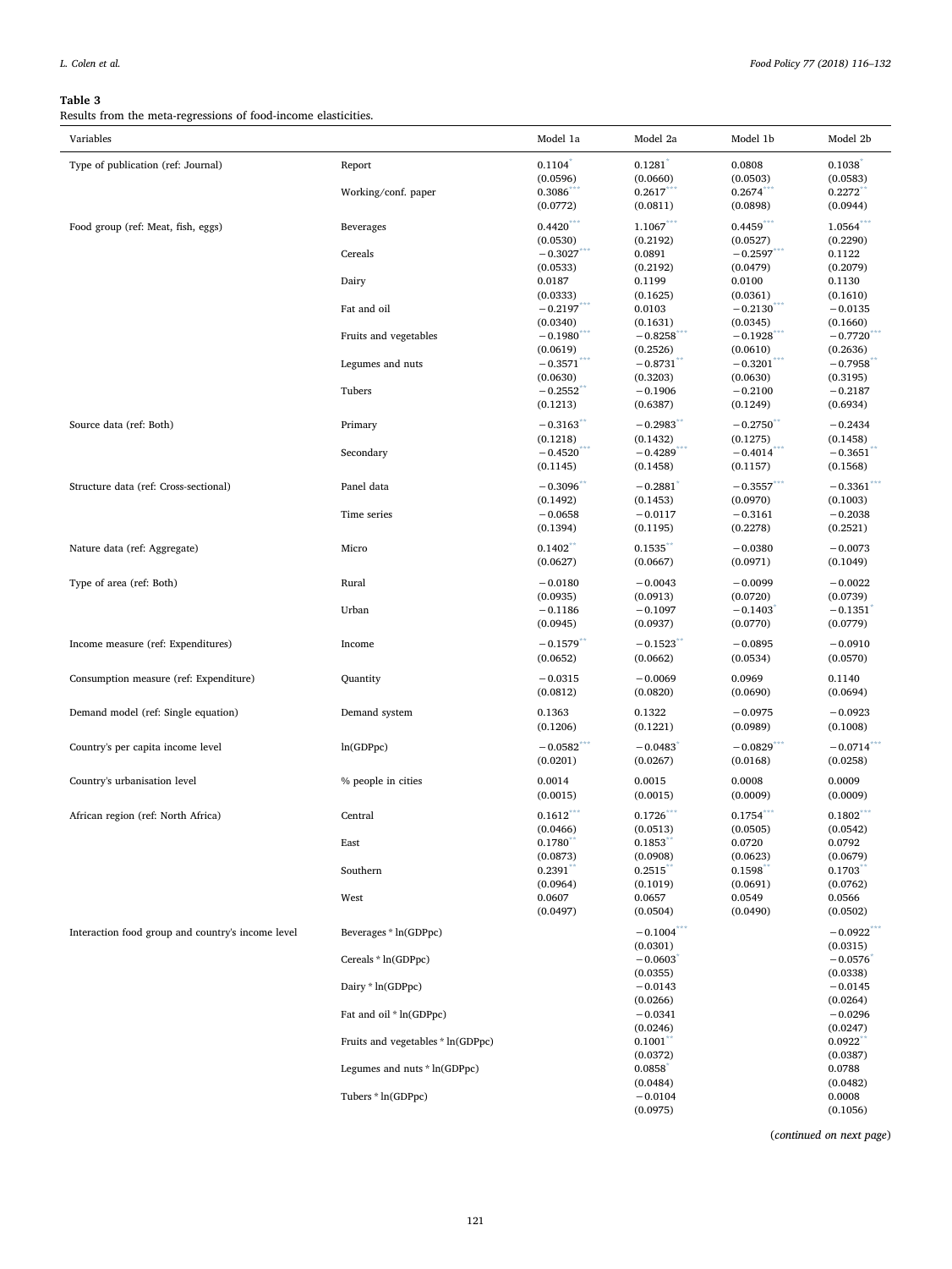**Table 3**
Results from the meta-regressions of food-income elasticities.

| Variables | | Model 1a | Model 2a | Model 1b | Model 2b |
|---|---|---|---|---|---|
| Type of publication (ref: Journal) | Report | 0.1104* | 0.1281* | 0.0808 | 0.1038* |
| | | (0.0596) | (0.0660) | (0.0503) | (0.0583) |
| | Working/conf. paper | 0.3086*** | 0.2617*** | 0.2674*** | 0.2272** |
| | | (0.0772) | (0.0811) | (0.0898) | (0.0944) |
| Food group (ref: Meat, fish, eggs) | Beverages | 0.4420*** | 1.1067*** | 0.4459*** | 1.0564*** |
| | | (0.0530) | (0.2192) | (0.0527) | (0.2290) |
| | Cereals | −0.3027*** | 0.0891 | −0.2597*** | 0.1122 |
| | | (0.0533) | (0.2192) | (0.0479) | (0.2079) |
| | Dairy | 0.0187 | 0.1199 | 0.0100 | 0.1130 |
| | | (0.0333) | (0.1625) | (0.0361) | (0.1610) |
| | Fat and oil | −0.2197*** | 0.0103 | −0.2130*** | −0.0135 |
| | | (0.0340) | (0.1631) | (0.0345) | (0.1660) |
| | Fruits and vegetables | −0.1980*** | −0.8258*** | −0.1928*** | −0.7720*** |
| | | (0.0619) | (0.2526) | (0.0610) | (0.2636) |
| | Legumes and nuts | −0.3571*** | −0.8731** | −0.3201*** | −0.7958** |
| | | (0.0630) | (0.3203) | (0.0630) | (0.3195) |
| | Tubers | −0.2552** | −0.1906 | −0.2100 | −0.2187 |
| | | (0.1213) | (0.6387) | (0.1249) | (0.6934) |
| Source data (ref: Both) | Primary | −0.3163** | −0.2983** | −0.2750** | −0.2434 |
| | | (0.1218) | (0.1432) | (0.1275) | (0.1458) |
| | Secondary | −0.4520*** | −0.4289*** | −0.4014*** | −0.3651** |
| | | (0.1145) | (0.1458) | (0.1157) | (0.1568) |
| Structure data (ref: Cross-sectional) | Panel data | −0.3096** | −0.2881* | −0.3557*** | −0.3361*** |
| | | (0.1492) | (0.1453) | (0.0970) | (0.1003) |
| | Time series | −0.0658 | −0.0117 | −0.3161 | −0.2038 |
| | | (0.1394) | (0.1195) | (0.2278) | (0.2521) |
| Nature data (ref: Aggregate) | Micro | 0.1402** | 0.1535** | −0.0380 | −0.0073 |
| | | (0.0627) | (0.0667) | (0.0971) | (0.1049) |
| Type of area (ref: Both) | Rural | −0.0180 | −0.0043 | −0.0099 | −0.0022 |
| | | (0.0935) | (0.0913) | (0.0720) | (0.0739) |
| | Urban | −0.1186 | −0.1097 | −0.1403* | −0.1351* |
| | | (0.0945) | (0.0937) | (0.0770) | (0.0779) |
| Income measure (ref: Expenditures) | Income | −0.1579** | −0.1523** | −0.0895 | −0.0910 |
| | | (0.0652) | (0.0662) | (0.0534) | (0.0570) |
| Consumption measure (ref: Expenditure) | Quantity | −0.0315 | −0.0069 | 0.0969 | 0.1140 |
| | | (0.0812) | (0.0820) | (0.0690) | (0.0694) |
| Demand model (ref: Single equation) | Demand system | 0.1363 | 0.1322 | −0.0975 | −0.0923 |
| | | (0.1206) | (0.1221) | (0.0989) | (0.1008) |
| Country's per capita income level | ln(GDPpc) | −0.0582*** | −0.0483* | −0.0829*** | −0.0714*** |
| | | (0.0201) | (0.0267) | (0.0168) | (0.0258) |
| Country's urbanisation level | % people in cities | 0.0014 | 0.0015 | 0.0008 | 0.0009 |
| | | (0.0015) | (0.0015) | (0.0009) | (0.0009) |
| African region (ref: North Africa) | Central | 0.1612*** | 0.1726*** | 0.1754*** | 0.1802*** |
| | | (0.0466) | (0.0513) | (0.0505) | (0.0542) |
| | East | 0.1780** | 0.1853** | 0.0720 | 0.0792 |
| | | (0.0873) | (0.0908) | (0.0623) | (0.0679) |
| | Southern | 0.2391** | 0.2515** | 0.1598** | 0.1703** |
| | | (0.0964) | (0.1019) | (0.0691) | (0.0762) |
| | West | 0.0607 | 0.0657 | 0.0549 | 0.0566 |
| | | (0.0497) | (0.0504) | (0.0490) | (0.0502) |
| Interaction food group and country's income level | Beverages * ln(GDPpc) | | −0.1004*** | | −0.0922*** |
| | | | (0.0301) | | (0.0315) |
| | Cereals * ln(GDPpc) | | −0.0603* | | −0.0576* |
| | | | (0.0355) | | (0.0338) |
| | Dairy * ln(GDPpc) | | −0.0143 | | −0.0145 |
| | | | (0.0266) | | (0.0264) |
| | Fat and oil * ln(GDPpc) | | −0.0341 | | −0.0296 |
| | | | (0.0246) | | (0.0247) |
| | Fruits and vegetables * ln(GDPpc) | | 0.1001** | | 0.0922** |
| | | | (0.0372) | | (0.0387) |
| | Legumes and nuts * ln(GDPpc) | | 0.0858* | | 0.0788 |
| | | | (0.0484) | | (0.0482) |
| | Tubers * ln(GDPpc) | | −0.0104 | | 0.0008 |
| | | | (0.0975) | | (0.1056) |

(*continued on next page*)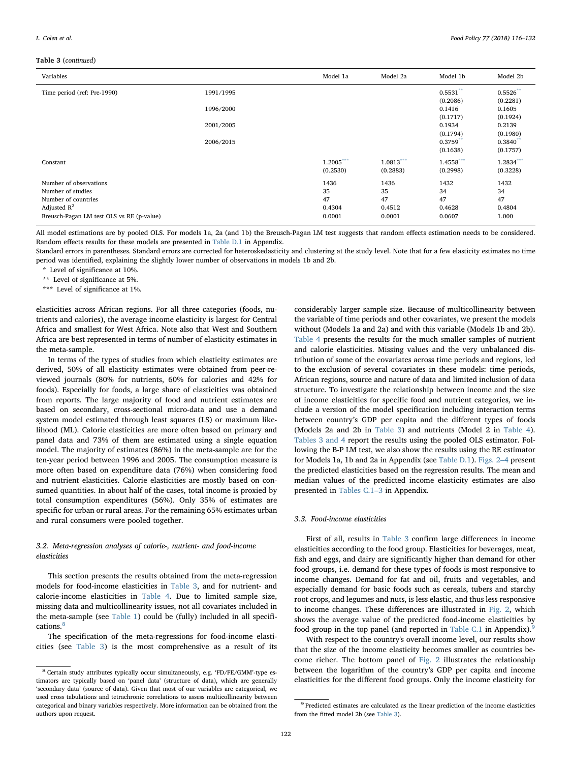**Table 3** (*continued*)

| Variables | | Model 1a | Model 2a | Model 1b | Model 2b |
|---|---|---|---|---|---|
| Time period (ref: Pre-1990) | 1991/1995 | | | 0.5531** | 0.5526** |
| | | | | (0.2086) | (0.2281) |
| | 1996/2000 | | | 0.1416 | 0.1605 |
| | | | | (0.1717) | (0.1924) |
| | 2001/2005 | | | 0.1934 | 0.2139 |
| | | | | (0.1794) | (0.1980) |
| | 2006/2015 | | | 0.3759** | 0.3840** |
| | | | | (0.1638) | (0.1757) |
| Constant | | 1.2005*** | 1.0813*** | 1.4558*** | 1.2834*** |
| | | (0.2530) | (0.2883) | (0.2998) | (0.3228) |
| Number of observations | | 1436 | 1436 | 1432 | 1432 |
| Number of studies | | 35 | 35 | 34 | 34 |
| Number of countries | | 47 | 47 | 47 | 47 |
| Adjusted $R^2$ | | 0.4304 | 0.4512 | 0.4628 | 0.4804 |
| Breusch-Pagan LM test OLS vs RE (p-value) | | 0.0001 | 0.0001 | 0.0607 | 1.000 |

All model estimations are by pooled OLS. For models 1a, 2a (and 1b) the Breusch-Pagan LM test suggests that random effects estimation needs to be considered. Random effects results for these models are presented in Table D.1 in Appendix.

Standard errors in parentheses. Standard errors are corrected for heteroskedasticity and clustering at the study level. Note that for a few elasticity estimates no time period was identified, explaining the slightly lower number of observations in models 1b and 2b.

\* Level of significance at 10%.

\*\* Level of significance at 5%.

\*\*\* Level of significance at 1%.

elasticities across African regions. For all three categories (foods, nutrients and calories), the average income elasticity is largest for Central Africa and smallest for West Africa. Note also that West and Southern Africa are best represented in terms of number of elasticity estimates in the meta-sample.

In terms of the types of studies from which elasticity estimates are derived, 50% of all elasticity estimates were obtained from peer-reviewed journals (80% for nutrients, 60% for calories and 42% for foods). Especially for foods, a large share of elasticities was obtained from reports. The large majority of food and nutrient estimates are based on secondary, cross-sectional micro-data and use a demand system model estimated through least squares (LS) or maximum likelihood (ML). Calorie elasticities are more often based on primary and panel data and 73% of them are estimated using a single equation model. The majority of estimates (86%) in the meta-sample are for the ten-year period between 1996 and 2005. The consumption measure is more often based on expenditure data (76%) when considering food and nutrient elasticities. Calorie elasticities are mostly based on consumed quantities. In about half of the cases, total income is proxied by total consumption expenditures (56%). Only 35% of estimates are specific for urban or rural areas. For the remaining 65% estimates urban and rural consumers were pooled together.

### 3.2. Meta-regression analyses of calorie-, nutrient- and food-income elasticities

This section presents the results obtained from the meta-regression models for food-income elasticities in Table 3, and for nutrient- and calorie-income elasticities in Table 4. Due to limited sample size, missing data and multicollinearity issues, not all covariates included in the meta-sample (see Table 1) could be (fully) included in all specifications.[8]

The specification of the meta-regressions for food-income elasticities (see Table 3) is the most comprehensive as a result of its considerably larger sample size. Because of multicollinearity between the variable of time periods and other covariates, we present the models without (Models 1a and 2a) and with this variable (Models 1b and 2b). Table 4 presents the results for the much smaller samples of nutrient and calorie elasticities. Missing values and the very unbalanced distribution of some of the covariates across time periods and regions, led to the exclusion of several covariates in these models: time periods, African regions, source and nature of data and limited inclusion of data structure. To investigate the relationship between income and the size of income elasticities for specific food and nutrient categories, we include a version of the model specification including interaction terms between country's GDP per capita and the different types of foods (Models 2a and 2b in Table 3) and nutrients (Model 2 in Table 4). Tables 3 and 4 report the results using the pooled OLS estimator. Following the B-P LM test, we also show the results using the RE estimator for Models 1a, 1b and 2a in Appendix (see Table D.1). Figs. 2–4 present the predicted elasticities based on the regression results. The mean and median values of the predicted income elasticity estimates are also presented in Tables C.1–3 in Appendix.

### 3.3. Food-income elasticities

First of all, results in Table 3 confirm large differences in income elasticities according to the food group. Elasticities for beverages, meat, fish and eggs, and dairy are significantly higher than demand for other food groups, i.e. demand for these types of foods is most responsive to income changes. Demand for fat and oil, fruits and vegetables, and especially demand for basic foods such as cereals, tubers and starchy root crops, and legumes and nuts, is less elastic, and thus less responsive to income changes. These differences are illustrated in Fig. 2, which shows the average value of the predicted food-income elasticities by food group in the top panel (and reported in Table C.1 in Appendix).[9]

With respect to the country's overall income level, our results show that the size of the income elasticity becomes smaller as countries become richer. The bottom panel of Fig. 2 illustrates the relationship between the logarithm of the country's GDP per capita and income elasticities for the different food groups. Only the income elasticity for

[8] Certain study attributes typically occur simultaneously, e.g. 'FD/FE/GMM'-type estimators are typically based on 'panel data' (structure of data), which are generally 'secondary data' (source of data). Given that most of our variables are categorical, we used cross tabulations and tetrachronic correlations to assess multicollinearity between categorical and binary variables respectively. More information can be obtained from the authors upon request.

[9] Predicted estimates are calculated as the linear prediction of the income elasticities from the fitted model 2b (see Table 3).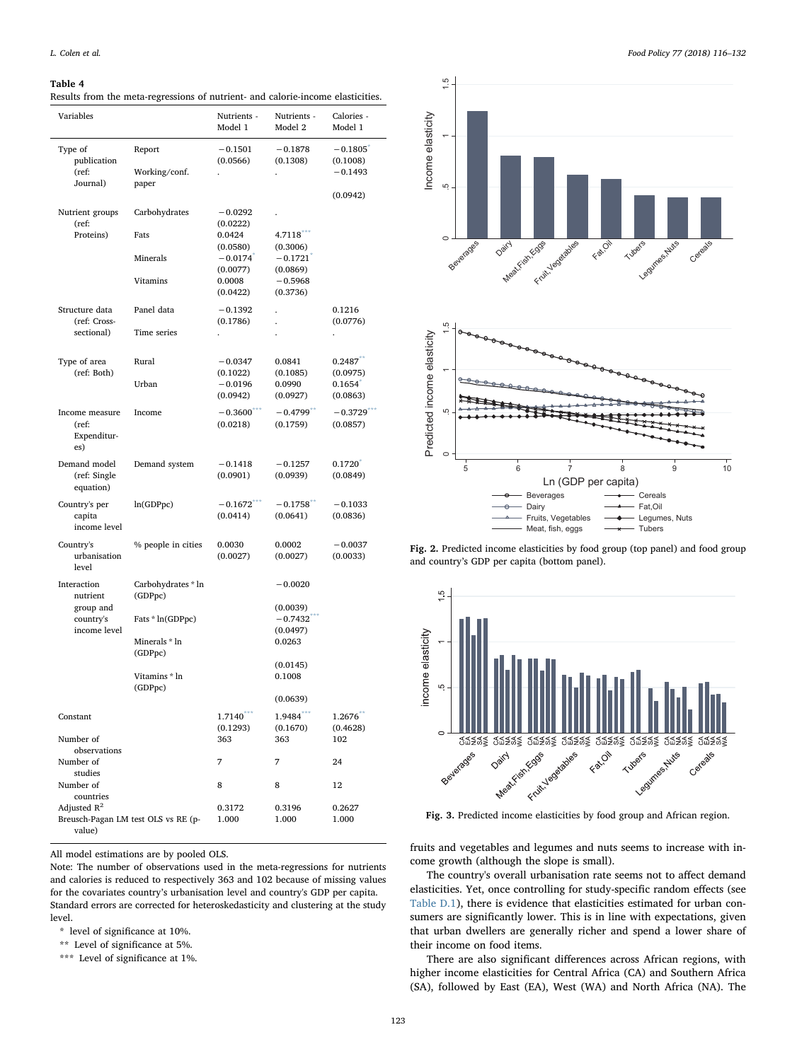**Table 4**
Results from the meta-regressions of nutrient- and calorie-income elasticities.

| Variables | | Nutrients - Model 1 | Nutrients - Model 2 | Calories - Model 1 |
|---|---|---|---|---|
| Type of publication (ref: Journal) | Report | −0.1501 | −0.1878 | −0.1805* |
| | | (0.0566) | (0.1308) | (0.1008) |
| | Working/conf. paper | . | . | −0.1493 |
| | | | | (0.0942) |
| Nutrient groups (ref: Proteins) | Carbohydrates | −0.0292 | . | |
| | | (0.0222) | | |
| | Fats | 0.0424 | 4.7118*** | |
| | | (0.0580) | (0.3006) | |
| | Minerals | −0.0174* | −0.1721* | |
| | | (0.0077) | (0.0869) | |
| | Vitamins | 0.0008 | −0.5968 | |
| | | (0.0422) | (0.3736) | |
| Structure data (ref: Cross-sectional) | Panel data | −0.1392 | . | 0.1216 |
| | | (0.1786) | . | (0.0776) |
| | Time series | . | . | . |
| Type of area (ref: Both) | Rural | −0.0347 | 0.0841 | 0.2487** |
| | | (0.1022) | (0.1085) | (0.0975) |
| | Urban | −0.0196 | 0.0990 | 0.1654* |
| | | (0.0942) | (0.0927) | (0.0863) |
| Income measure (ref: Expenditures) | Income | −0.3600*** | −0.4799** | −0.3729*** |
| | | (0.0218) | (0.1759) | (0.0857) |
| Demand model (ref: Single equation) | Demand system | −0.1418 | −0.1257 | 0.1720* |
| | | (0.0901) | (0.0939) | (0.0849) |
| Country's per capita income level | ln(GDPpc) | −0.1672*** | −0.1758** | −0.1033 |
| | | (0.0414) | (0.0641) | (0.0836) |
| Country's urbanisation level | % people in cities | 0.0030 | 0.0002 | −0.0037 |
| | | (0.0027) | (0.0027) | (0.0033) |
| Interaction nutrient group and country's income level | Carbohydrates * ln (GDPpc) | | −0.0020 | |
| | | | (0.0039) | |
| | Fats * ln(GDPpc) | | −0.7432*** | |
| | | | (0.0497) | |
| | Minerals * ln (GDPpc) | | 0.0263 | |
| | | | (0.0145) | |
| | Vitamins * ln (GDPpc) | | 0.1008 | |
| | | | (0.0639) | |
| Constant | | 1.7140*** | 1.9484*** | 1.2676** |
| | | (0.1293) | (0.1670) | (0.4628) |
| Number of observations | | 363 | 363 | 102 |
| Number of studies | | 7 | 7 | 24 |
| Number of countries | | 8 | 8 | 12 |
| Adjusted $R^2$ | | 0.3172 | 0.3196 | 0.2627 |
| Breusch-Pagan LM test OLS vs RE (p-value) | | 1.000 | 1.000 | 1.000 |

All model estimations are by pooled OLS.
Note: The number of observations used in the meta-regressions for nutrients and calories is reduced to respectively 363 and 102 because of missing values for the covariates country's urbanisation level and country's GDP per capita. Standard errors are corrected for heteroskedasticity and clustering at the study level.

\* level of significance at 10%.
\** Level of significance at 5%.
\*** Level of significance at 1%.

**Fig. 2.** Predicted income elasticities by food group (top panel) and food group and country's GDP per capita (bottom panel).

**Fig. 3.** Predicted income elasticities by food group and African region.

fruits and vegetables and legumes and nuts seems to increase with income growth (although the slope is small).

The country's overall urbanisation rate seems not to affect demand elasticities. Yet, once controlling for study-specific random effects (see Table D.1), there is evidence that elasticities estimated for urban consumers are significantly lower. This is in line with expectations, given that urban dwellers are generally richer and spend a lower share of their income on food items.

There are also significant differences across African regions, with higher income elasticities for Central Africa (CA) and Southern Africa (SA), followed by East (EA), West (WA) and North Africa (NA). The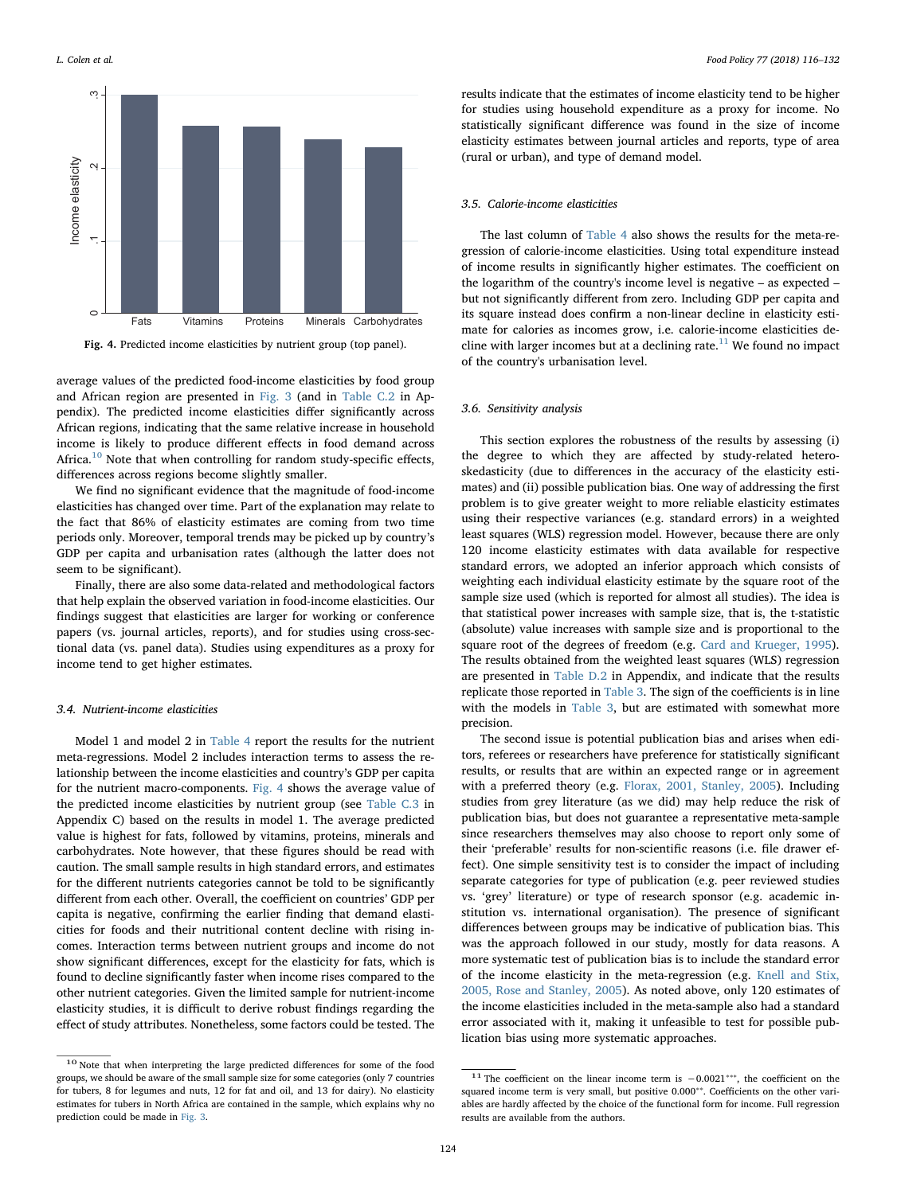Fig. 4. Predicted income elasticities by nutrient group (top panel).

average values of the predicted food-income elasticities by food group and African region are presented in Fig. 3 (and in Table C.2 in Appendix). The predicted income elasticities differ significantly across African regions, indicating that the same relative increase in household income is likely to produce different effects in food demand across Africa.[10] Note that when controlling for random study-specific effects, differences across regions become slightly smaller.

We find no significant evidence that the magnitude of food-income elasticities has changed over time. Part of the explanation may relate to the fact that 86% of elasticity estimates are coming from two time periods only. Moreover, temporal trends may be picked up by country's GDP per capita and urbanisation rates (although the latter does not seem to be significant).

Finally, there are also some data-related and methodological factors that help explain the observed variation in food-income elasticities. Our findings suggest that elasticities are larger for working or conference papers (vs. journal articles, reports), and for studies using cross-sectional data (vs. panel data). Studies using expenditures as a proxy for income tend to get higher estimates.

### 3.4. Nutrient-income elasticities

Model 1 and model 2 in Table 4 report the results for the nutrient meta-regressions. Model 2 includes interaction terms to assess the relationship between the income elasticities and country's GDP per capita for the nutrient macro-components. Fig. 4 shows the average value of the predicted income elasticities by nutrient group (see Table C.3 in Appendix C) based on the results in model 1. The average predicted value is highest for fats, followed by vitamins, proteins, minerals and carbohydrates. Note however, that these figures should be read with caution. The small sample results in high standard errors, and estimates for the different nutrients categories cannot be told to be significantly different from each other. Overall, the coefficient on countries' GDP per capita is negative, confirming the earlier finding that demand elasticities for foods and their nutritional content decline with rising incomes. Interaction terms between nutrient groups and income do not show significant differences, except for the elasticity for fats, which is found to decline significantly faster when income rises compared to the other nutrient categories. Given the limited sample for nutrient-income elasticity studies, it is difficult to derive robust findings regarding the effect of study attributes. Nonetheless, some factors could be tested. The results indicate that the estimates of income elasticity tend to be higher for studies using household expenditure as a proxy for income. No statistically significant difference was found in the size of income elasticity estimates between journal articles and reports, type of area (rural or urban), and type of demand model.

### 3.5. Calorie-income elasticities

The last column of Table 4 also shows the results for the meta-regression of calorie-income elasticities. Using total expenditure instead of income results in significantly higher estimates. The coefficient on the logarithm of the country's income level is negative – as expected – but not significantly different from zero. Including GDP per capita and its square instead does confirm a non-linear decline in elasticity estimate for calories as incomes grow, i.e. calorie-income elasticities decline with larger incomes but at a declining rate.[11] We found no impact of the country's urbanisation level.

### 3.6. Sensitivity analysis

This section explores the robustness of the results by assessing (i) the degree to which they are affected by study-related heteroskedasticity (due to differences in the accuracy of the elasticity estimates) and (ii) possible publication bias. One way of addressing the first problem is to give greater weight to more reliable elasticity estimates using their respective variances (e.g. standard errors) in a weighted least squares (WLS) regression model. However, because there are only 120 income elasticity estimates with data available for respective standard errors, we adopted an inferior approach which consists of weighting each individual elasticity estimate by the square root of the sample size used (which is reported for almost all studies). The idea is that statistical power increases with sample size, that is, the t-statistic (absolute) value increases with sample size and is proportional to the square root of the degrees of freedom (e.g. Card and Krueger, 1995). The results obtained from the weighted least squares (WLS) regression are presented in Table D.2 in Appendix, and indicate that the results replicate those reported in Table 3. The sign of the coefficients is in line with the models in Table 3, but are estimated with somewhat more precision.

The second issue is potential publication bias and arises when editors, referees or researchers have preference for statistically significant results, or results that are within an expected range or in agreement with a preferred theory (e.g. Florax, 2001, Stanley, 2005). Including studies from grey literature (as we did) may help reduce the risk of publication bias, but does not guarantee a representative meta-sample since researchers themselves may also choose to report only some of their 'preferable' results for non-scientific reasons (i.e. file drawer effect). One simple sensitivity test is to consider the impact of including separate categories for type of publication (e.g. peer reviewed studies vs. 'grey' literature) or type of research sponsor (e.g. academic institution vs. international organisation). The presence of significant differences between groups may be indicative of publication bias. This was the approach followed in our study, mostly for data reasons. A more systematic test of publication bias is to include the standard error of the income elasticity in the meta-regression (e.g. Knell and Stix, 2005, Rose and Stanley, 2005). As noted above, only 120 estimates of the income elasticities included in the meta-sample also had a standard error associated with it, making it unfeasible to test for possible publication bias using more systematic approaches.

---

[10] Note that when interpreting the large predicted differences for some of the food groups, we should be aware of the small sample size for some categories (only 7 countries for tubers, 8 for legumes and nuts, 12 for fat and oil, and 13 for dairy). No elasticity estimates for tubers in North Africa are contained in the sample, which explains why no prediction could be made in Fig. 3.

[11] The coefficient on the linear income term is $-0.0021^{***}$, the coefficient on the squared income term is very small, but positive $0.000^{**}$. Coefficients on the other variables are hardly affected by the choice of the functional form for income. Full regression results are available from the authors.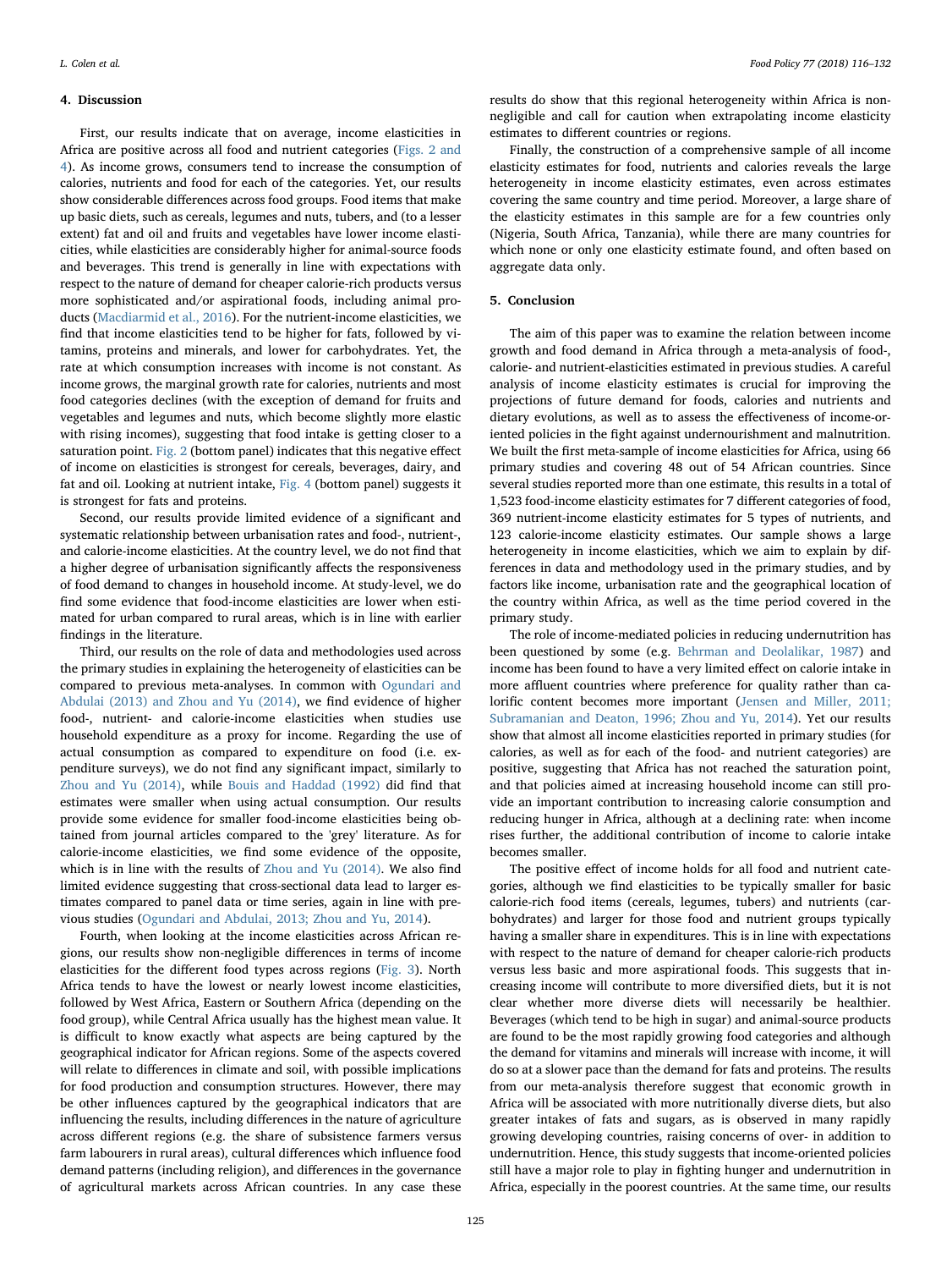## 4. Discussion

First, our results indicate that on average, income elasticities in Africa are positive across all food and nutrient categories (Figs. 2 and 4). As income grows, consumers tend to increase the consumption of calories, nutrients and food for each of the categories. Yet, our results show considerable differences across food groups. Food items that make up basic diets, such as cereals, legumes and nuts, tubers, and (to a lesser extent) fat and oil and fruits and vegetables have lower income elasticities, while elasticities are considerably higher for animal-source foods and beverages. This trend is generally in line with expectations with respect to the nature of demand for cheaper calorie-rich products versus more sophisticated and/or aspirational foods, including animal products (Macdiarmid et al., 2016). For the nutrient-income elasticities, we find that income elasticities tend to be higher for fats, followed by vitamins, proteins and minerals, and lower for carbohydrates. Yet, the rate at which consumption increases with income is not constant. As income grows, the marginal growth rate for calories, nutrients and most food categories declines (with the exception of demand for fruits and vegetables and legumes and nuts, which become slightly more elastic with rising incomes), suggesting that food intake is getting closer to a saturation point. Fig. 2 (bottom panel) indicates that this negative effect of income on elasticities is strongest for cereals, beverages, dairy, and fat and oil. Looking at nutrient intake, Fig. 4 (bottom panel) suggests it is strongest for fats and proteins.

Second, our results provide limited evidence of a significant and systematic relationship between urbanisation rates and food-, nutrient-, and calorie-income elasticities. At the country level, we do not find that a higher degree of urbanisation significantly affects the responsiveness of food demand to changes in household income. At study-level, we do find some evidence that food-income elasticities are lower when estimated for urban compared to rural areas, which is in line with earlier findings in the literature.

Third, our results on the role of data and methodologies used across the primary studies in explaining the heterogeneity of elasticities can be compared to previous meta-analyses. In common with Ogundari and Abdulai (2013) and Zhou and Yu (2014), we find evidence of higher food-, nutrient- and calorie-income elasticities when studies use household expenditure as a proxy for income. Regarding the use of actual consumption as compared to expenditure on food (i.e. expenditure surveys), we do not find any significant impact, similarly to Zhou and Yu (2014), while Bouis and Haddad (1992) did find that estimates were smaller when using actual consumption. Our results provide some evidence for smaller food-income elasticities being obtained from journal articles compared to the 'grey' literature. As for calorie-income elasticities, we find some evidence of the opposite, which is in line with the results of Zhou and Yu (2014). We also find limited evidence suggesting that cross-sectional data lead to larger estimates compared to panel data or time series, again in line with previous studies (Ogundari and Abdulai, 2013; Zhou and Yu, 2014).

Fourth, when looking at the income elasticities across African regions, our results show non-negligible differences in terms of income elasticities for the different food types across regions (Fig. 3). North Africa tends to have the lowest or nearly lowest income elasticities, followed by West Africa, Eastern or Southern Africa (depending on the food group), while Central Africa usually has the highest mean value. It is difficult to know exactly what aspects are being captured by the geographical indicator for African regions. Some of the aspects covered will relate to differences in climate and soil, with possible implications for food production and consumption structures. However, there may be other influences captured by the geographical indicators that are influencing the results, including differences in the nature of agriculture across different regions (e.g. the share of subsistence farmers versus farm labourers in rural areas), cultural differences which influence food demand patterns (including religion), and differences in the governance of agricultural markets across African countries. In any case these results do show that this regional heterogeneity within Africa is non-negligible and call for caution when extrapolating income elasticity estimates to different countries or regions.

Finally, the construction of a comprehensive sample of all income elasticity estimates for food, nutrients and calories reveals the large heterogeneity in income elasticity estimates, even across estimates covering the same country and time period. Moreover, a large share of the elasticity estimates in this sample are for a few countries only (Nigeria, South Africa, Tanzania), while there are many countries for which none or only one elasticity estimate found, and often based on aggregate data only.

## 5. Conclusion

The aim of this paper was to examine the relation between income growth and food demand in Africa through a meta-analysis of food-, calorie- and nutrient-elasticities estimated in previous studies. A careful analysis of income elasticity estimates is crucial for improving the projections of future demand for foods, calories and nutrients and dietary evolutions, as well as to assess the effectiveness of income-oriented policies in the fight against undernourishment and malnutrition. We built the first meta-sample of income elasticities for Africa, using 66 primary studies and covering 48 out of 54 African countries. Since several studies reported more than one estimate, this results in a total of 1,523 food-income elasticity estimates for 7 different categories of food, 369 nutrient-income elasticity estimates for 5 types of nutrients, and 123 calorie-income elasticity estimates. Our sample shows a large heterogeneity in income elasticities, which we aim to explain by differences in data and methodology used in the primary studies, and by factors like income, urbanisation rate and the geographical location of the country within Africa, as well as the time period covered in the primary study.

The role of income-mediated policies in reducing undernutrition has been questioned by some (e.g. Behrman and Deolalikar, 1987) and income has been found to have a very limited effect on calorie intake in more affluent countries where preference for quality rather than calorific content becomes more important (Jensen and Miller, 2011; Subramanian and Deaton, 1996; Zhou and Yu, 2014). Yet our results show that almost all income elasticities reported in primary studies (for calories, as well as for each of the food- and nutrient categories) are positive, suggesting that Africa has not reached the saturation point, and that policies aimed at increasing household income can still provide an important contribution to increasing calorie consumption and reducing hunger in Africa, although at a declining rate: when income rises further, the additional contribution of income to calorie intake becomes smaller.

The positive effect of income holds for all food and nutrient categories, although we find elasticities to be typically smaller for basic calorie-rich food items (cereals, legumes, tubers) and nutrients (carbohydrates) and larger for those food and nutrient groups typically having a smaller share in expenditures. This is in line with expectations with respect to the nature of demand for cheaper calorie-rich products versus less basic and more aspirational foods. This suggests that increasing income will contribute to more diversified diets, but it is not clear whether more diverse diets will necessarily be healthier. Beverages (which tend to be high in sugar) and animal-source products are found to be the most rapidly growing food categories and although the demand for vitamins and minerals will increase with income, it will do so at a slower pace than the demand for fats and proteins. The results from our meta-analysis therefore suggest that economic growth in Africa will be associated with more nutritionally diverse diets, but also greater intakes of fats and sugars, as is observed in many rapidly growing developing countries, raising concerns of over- in addition to undernutrition. Hence, this study suggests that income-oriented policies still have a major role to play in fighting hunger and undernutrition in Africa, especially in the poorest countries. At the same time, our results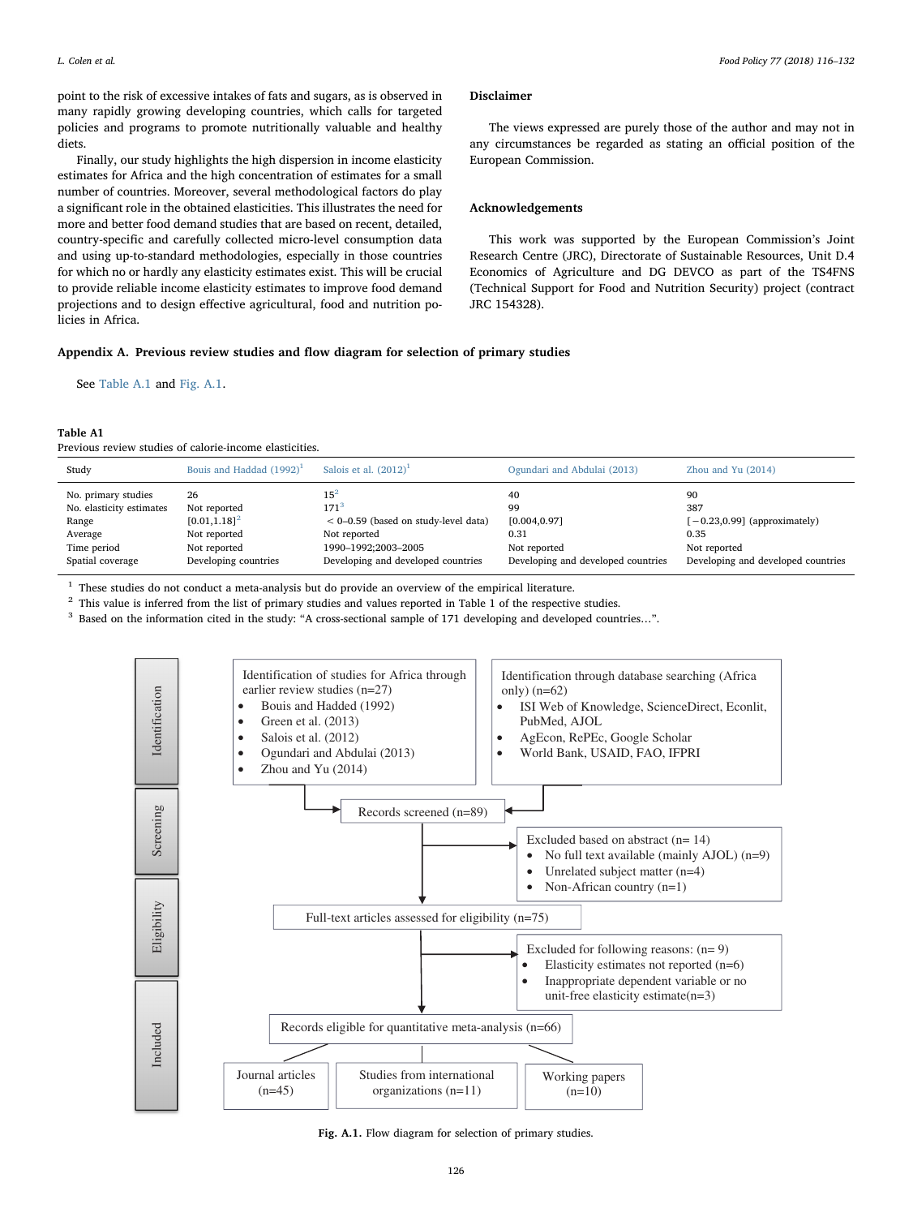point to the risk of excessive intakes of fats and sugars, as is observed in many rapidly growing developing countries, which calls for targeted policies and programs to promote nutritionally valuable and healthy diets.

Finally, our study highlights the high dispersion in income elasticity estimates for Africa and the high concentration of estimates for a small number of countries. Moreover, several methodological factors do play a significant role in the obtained elasticities. This illustrates the need for more and better food demand studies that are based on recent, detailed, country-specific and carefully collected micro-level consumption data and using up-to-standard methodologies, especially in those countries for which no or hardly any elasticity estimates exist. This will be crucial to provide reliable income elasticity estimates to improve food demand projections and to design effective agricultural, food and nutrition policies in Africa.

## Disclaimer

The views expressed are purely those of the author and may not in any circumstances be regarded as stating an official position of the European Commission.

## Acknowledgements

This work was supported by the European Commission's Joint Research Centre (JRC), Directorate of Sustainable Resources, Unit D.4 Economics of Agriculture and DG DEVCO as part of the TS4FNS (Technical Support for Food and Nutrition Security) project (contract JRC 154328).

## Appendix A. Previous review studies and flow diagram for selection of primary studies

See Table A.1 and Fig. A.1.

**Table A1**
Previous review studies of calorie-income elasticities.

| Study | Bouis and Haddad (1992)[1] | Salois et al. (2012)[1] | Ogundari and Abdulai (2013) | Zhou and Yu (2014) |
|---|---|---|---|---|
| No. primary studies | 26 | 15[2] | 40 | 90 |
| No. elasticity estimates | Not reported | 171[3] | 99 | 387 |
| Range | [0.01,1.18][2] | < 0–0.59 (based on study-level data) | [0.004,0.97] | [−0.23,0.99] (approximately) |
| Average | Not reported | Not reported | 0.31 | 0.35 |
| Time period | Not reported | 1990–1992;2003–2005 | Not reported | Not reported |
| Spatial coverage | Developing countries | Developing and developed countries | Developing and developed countries | Developing and developed countries |

[1] These studies do not conduct a meta-analysis but do provide an overview of the empirical literature.
[2] This value is inferred from the list of primary studies and values reported in Table 1 of the respective studies.
[3] Based on the information cited in the study: "A cross-sectional sample of 171 developing and developed countries…".

**Identification**

Identification of studies for Africa through earlier review studies (n=27)
- Bouis and Hadded (1992)
- Green et al. (2013)
- Salois et al. (2012)
- Ogundari and Abdulai (2013)
- Zhou and Yu (2014)

Identification through database searching (Africa only) (n=62)
- ISI Web of Knowledge, ScienceDirect, Econlit, PubMed, AJOL
- AgEcon, RePEc, Google Scholar
- World Bank, USAID, FAO, IFPRI

**Screening**

Records screened (n=89)

Excluded based on abstract (n= 14)
- No full text available (mainly AJOL) (n=9)
- Unrelated subject matter (n=4)
- Non-African country (n=1)

**Eligibility**

Full-text articles assessed for eligibility (n=75)

Excluded for following reasons: (n= 9)
- Elasticity estimates not reported (n=6)
- Inappropriate dependent variable or no unit-free elasticity estimate(n=3)

**Included**

Records eligible for quantitative meta-analysis (n=66)

- Journal articles (n=45)
- Studies from international organizations (n=11)
- Working papers (n=10)

**Fig. A.1.** Flow diagram for selection of primary studies.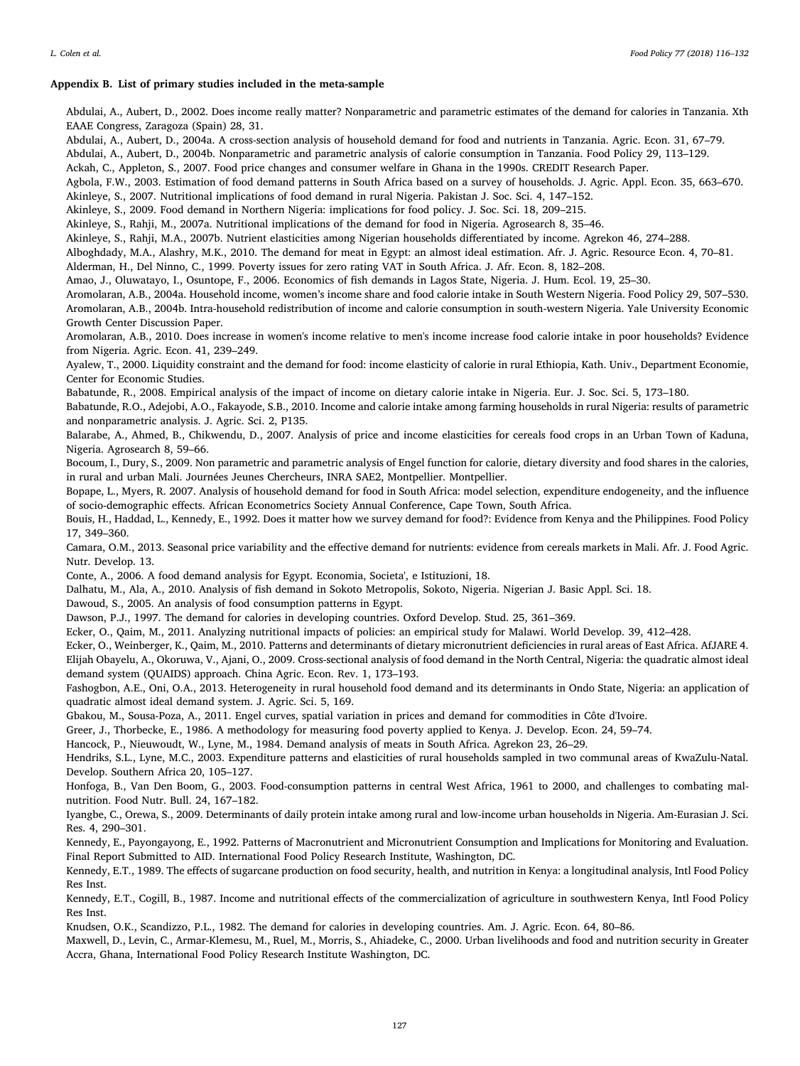### Appendix B. List of primary studies included in the meta-sample

Abdulai, A., Aubert, D., 2002. Does income really matter? Nonparametric and parametric estimates of the demand for calories in Tanzania. Xth EAAE Congress, Zaragoza (Spain) 28, 31.

Abdulai, A., Aubert, D., 2004a. A cross-section analysis of household demand for food and nutrients in Tanzania. Agric. Econ. 31, 67–79.

Abdulai, A., Aubert, D., 2004b. Nonparametric and parametric analysis of calorie consumption in Tanzania. Food Policy 29, 113–129.

Ackah, C., Appleton, S., 2007. Food price changes and consumer welfare in Ghana in the 1990s. CREDIT Research Paper.

Agbola, F.W., 2003. Estimation of food demand patterns in South Africa based on a survey of households. J. Agric. Appl. Econ. 35, 663–670.

Akinleye, S., 2007. Nutritional implications of food demand in rural Nigeria. Pakistan J. Soc. Sci. 4, 147–152.

Akinleye, S., 2009. Food demand in Northern Nigeria: implications for food policy. J. Soc. Sci. 18, 209–215.

Akinleye, S., Rahji, M., 2007a. Nutritional implications of the demand for food in Nigeria. Agrosearch 8, 35–46.

Akinleye, S., Rahji, M.A., 2007b. Nutrient elasticities among Nigerian households differentiated by income. Agrekon 46, 274–288.

Alboghdady, M.A., Alashry, M.K., 2010. The demand for meat in Egypt: an almost ideal estimation. Afr. J. Agric. Resource Econ. 4, 70–81.

Alderman, H., Del Ninno, C., 1999. Poverty issues for zero rating VAT in South Africa. J. Afr. Econ. 8, 182–208.

Amao, J., Oluwatayo, I., Osuntope, F., 2006. Economics of fish demands in Lagos State, Nigeria. J. Hum. Ecol. 19, 25–30.

Aromolaran, A.B., 2004a. Household income, women's income share and food calorie intake in South Western Nigeria. Food Policy 29, 507–530.

Aromolaran, A.B., 2004b. Intra-household redistribution of income and calorie consumption in south-western Nigeria. Yale University Economic Growth Center Discussion Paper.

Aromolaran, A.B., 2010. Does increase in women's income relative to men's income increase food calorie intake in poor households? Evidence from Nigeria. Agric. Econ. 41, 239–249.

Ayalew, T., 2000. Liquidity constraint and the demand for food: income elasticity of calorie in rural Ethiopia, Kath. Univ., Department Economie, Center for Economic Studies.

Babatunde, R., 2008. Empirical analysis of the impact of income on dietary calorie intake in Nigeria. Eur. J. Soc. Sci. 5, 173–180.

Babatunde, R.O., Adejobi, A.O., Fakayode, S.B., 2010. Income and calorie intake among farming households in rural Nigeria: results of parametric and nonparametric analysis. J. Agric. Sci. 2, P135.

Balarabe, A., Ahmed, B., Chikwendu, D., 2007. Analysis of price and income elasticities for cereals food crops in an Urban Town of Kaduna, Nigeria. Agrosearch 8, 59–66.

Bocoum, I., Dury, S., 2009. Non parametric and parametric analysis of Engel function for calorie, dietary diversity and food shares in the calories, in rural and urban Mali. Journées Jeunes Chercheurs, INRA SAE2, Montpellier. Montpellier.

Bopape, L., Myers, R. 2007. Analysis of household demand for food in South Africa: model selection, expenditure endogeneity, and the influence of socio-demographic effects. African Econometrics Society Annual Conference, Cape Town, South Africa.

Bouis, H., Haddad, L., Kennedy, E., 1992. Does it matter how we survey demand for food?: Evidence from Kenya and the Philippines. Food Policy 17, 349–360.

Camara, O.M., 2013. Seasonal price variability and the effective demand for nutrients: evidence from cereals markets in Mali. Afr. J. Food Agric. Nutr. Develop. 13.

Conte, A., 2006. A food demand analysis for Egypt. Economia, Societa', e Istituzioni, 18.

Dalhatu, M., Ala, A., 2010. Analysis of fish demand in Sokoto Metropolis, Sokoto, Nigeria. Nigerian J. Basic Appl. Sci. 18.

Dawoud, S., 2005. An analysis of food consumption patterns in Egypt.

Dawson, P.J., 1997. The demand for calories in developing countries. Oxford Develop. Stud. 25, 361–369.

Ecker, O., Qaim, M., 2011. Analyzing nutritional impacts of policies: an empirical study for Malawi. World Develop. 39, 412–428.

Ecker, O., Weinberger, K., Qaim, M., 2010. Patterns and determinants of dietary micronutrient deficiencies in rural areas of East Africa. AfJARE 4.

Elijah Obayelu, A., Okoruwa, V., Ajani, O., 2009. Cross-sectional analysis of food demand in the North Central, Nigeria: the quadratic almost ideal demand system (QUAIDS) approach. China Agric. Econ. Rev. 1, 173–193.

Fashogbon, A.E., Oni, O.A., 2013. Heterogeneity in rural household food demand and its determinants in Ondo State, Nigeria: an application of quadratic almost ideal demand system. J. Agric. Sci. 5, 169.

Gbakou, M., Sousa-Poza, A., 2011. Engel curves, spatial variation in prices and demand for commodities in Côte d'Ivoire.

Greer, J., Thorbecke, E., 1986. A methodology for measuring food poverty applied to Kenya. J. Develop. Econ. 24, 59–74.

Hancock, P., Nieuwoudt, W., Lyne, M., 1984. Demand analysis of meats in South Africa. Agrekon 23, 26–29.

Hendriks, S.L., Lyne, M.C., 2003. Expenditure patterns and elasticities of rural households sampled in two communal areas of KwaZulu-Natal. Develop. Southern Africa 20, 105–127.

Honfoga, B., Van Den Boom, G., 2003. Food-consumption patterns in central West Africa, 1961 to 2000, and challenges to combating malnutrition. Food Nutr. Bull. 24, 167–182.

Iyangbe, C., Orewa, S., 2009. Determinants of daily protein intake among rural and low-income urban households in Nigeria. Am-Eurasian J. Sci. Res. 4, 290–301.

Kennedy, E., Payongayong, E., 1992. Patterns of Macronutrient and Micronutrient Consumption and Implications for Monitoring and Evaluation. Final Report Submitted to AID. International Food Policy Research Institute, Washington, DC.

Kennedy, E.T., 1989. The effects of sugarcane production on food security, health, and nutrition in Kenya: a longitudinal analysis, Intl Food Policy Res Inst.

Kennedy, E.T., Cogill, B., 1987. Income and nutritional effects of the commercialization of agriculture in southwestern Kenya, Intl Food Policy Res Inst.

Knudsen, O.K., Scandizzo, P.L., 1982. The demand for calories in developing countries. Am. J. Agric. Econ. 64, 80–86.

Maxwell, D., Levin, C., Armar-Klemesu, M., Ruel, M., Morris, S., Ahiadeke, C., 2000. Urban livelihoods and food and nutrition security in Greater Accra, Ghana, International Food Policy Research Institute Washington, DC.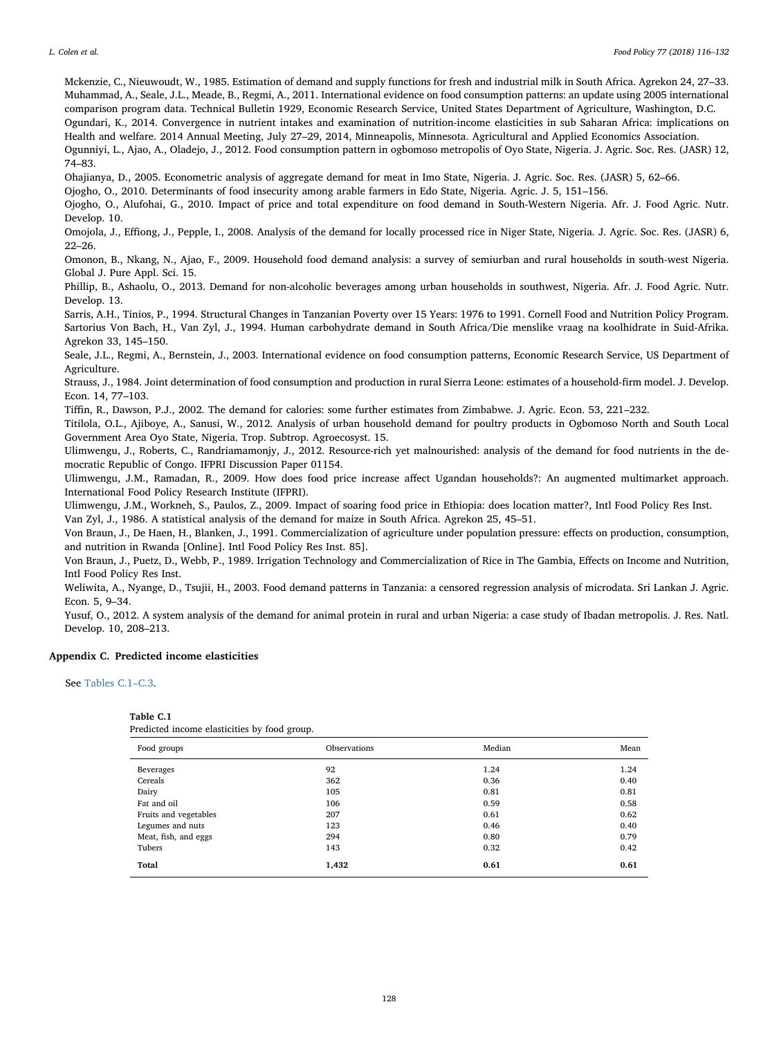Mckenzie, C., Nieuwoudt, W., 1985. Estimation of demand and supply functions for fresh and industrial milk in South Africa. Agrekon 24, 27–33.

Muhammad, A., Seale, J.L., Meade, B., Regmi, A., 2011. International evidence on food consumption patterns: an update using 2005 international comparison program data. Technical Bulletin 1929, Economic Research Service, United States Department of Agriculture, Washington, D.C.

Ogundari, K., 2014. Convergence in nutrient intakes and examination of nutrition-income elasticities in sub Saharan Africa: implications on Health and welfare. 2014 Annual Meeting, July 27–29, 2014, Minneapolis, Minnesota. Agricultural and Applied Economics Association.

Ogunniyi, L., Ajao, A., Oladejo, J., 2012. Food consumption pattern in ogbomoso metropolis of Oyo State, Nigeria. J. Agric. Soc. Res. (JASR) 12, 74–83.

Ohajianya, D., 2005. Econometric analysis of aggregate demand for meat in Imo State, Nigeria. J. Agric. Soc. Res. (JASR) 5, 62–66.

Ojogho, O., 2010. Determinants of food insecurity among arable farmers in Edo State, Nigeria. Agric. J. 5, 151–156.

Ojogho, O., Alufohai, G., 2010. Impact of price and total expenditure on food demand in South-Western Nigeria. Afr. J. Food Agric. Nutr. Develop. 10.

Omojola, J., Effiong, J., Pepple, I., 2008. Analysis of the demand for locally processed rice in Niger State, Nigeria. J. Agric. Soc. Res. (JASR) 6, 22–26.

Omonon, B., Nkang, N., Ajao, F., 2009. Household food demand analysis: a survey of semiurban and rural households in south-west Nigeria. Global J. Pure Appl. Sci. 15.

Phillip, B., Ashaolu, O., 2013. Demand for non-alcoholic beverages among urban households in southwest, Nigeria. Afr. J. Food Agric. Nutr. Develop. 13.

Sarris, A.H., Tinios, P., 1994. Structural Changes in Tanzanian Poverty over 15 Years: 1976 to 1991. Cornell Food and Nutrition Policy Program.

Sartorius Von Bach, H., Van Zyl, J., 1994. Human carbohydrate demand in South Africa/Die menslike vraag na koolhidrate in Suid-Afrika. Agrekon 33, 145–150.

Seale, J.L., Regmi, A., Bernstein, J., 2003. International evidence on food consumption patterns, Economic Research Service, US Department of Agriculture.

Strauss, J., 1984. Joint determination of food consumption and production in rural Sierra Leone: estimates of a household-firm model. J. Develop. Econ. 14, 77–103.

Tiffin, R., Dawson, P.J., 2002. The demand for calories: some further estimates from Zimbabwe. J. Agric. Econ. 53, 221–232.

Titilola, O.L., Ajiboye, A., Sanusi, W., 2012. Analysis of urban household demand for poultry products in Ogbomoso North and South Local Government Area Oyo State, Nigeria. Trop. Subtrop. Agroecosyst. 15.

Ulimwengu, J., Roberts, C., Randriamamonjy, J., 2012. Resource-rich yet malnourished: analysis of the demand for food nutrients in the democratic Republic of Congo. IFPRI Discussion Paper 01154.

Ulimwengu, J.M., Ramadan, R., 2009. How does food price increase affect Ugandan households?: An augmented multimarket approach. International Food Policy Research Institute (IFPRI).

Ulimwengu, J.M., Workneh, S., Paulos, Z., 2009. Impact of soaring food price in Ethiopia: does location matter?, Intl Food Policy Res Inst.

Van Zyl, J., 1986. A statistical analysis of the demand for maize in South Africa. Agrekon 25, 45–51.

Von Braun, J., De Haen, H., Blanken, J., 1991. Commercialization of agriculture under population pressure: effects on production, consumption, and nutrition in Rwanda [Online]. Intl Food Policy Res Inst. 85].

Von Braun, J., Puetz, D., Webb, P., 1989. Irrigation Technology and Commercialization of Rice in The Gambia, Effects on Income and Nutrition, Intl Food Policy Res Inst.

Weliwita, A., Nyange, D., Tsujii, H., 2003. Food demand patterns in Tanzania: a censored regression analysis of microdata. Sri Lankan J. Agric. Econ. 5, 9–34.

Yusuf, O., 2012. A system analysis of the demand for animal protein in rural and urban Nigeria: a case study of Ibadan metropolis. J. Res. Natl. Develop. 10, 208–213.

## Appendix C. Predicted income elasticities

See Tables C.1–C.3.

**Table C.1**
Predicted income elasticities by food group.

| Food groups | Observations | Median | Mean |
|---|---|---|---|
| Beverages | 92 | 1.24 | 1.24 |
| Cereals | 362 | 0.36 | 0.40 |
| Dairy | 105 | 0.81 | 0.81 |
| Fat and oil | 106 | 0.59 | 0.58 |
| Fruits and vegetables | 207 | 0.61 | 0.62 |
| Legumes and nuts | 123 | 0.46 | 0.40 |
| Meat, fish, and eggs | 294 | 0.80 | 0.79 |
| Tubers | 143 | 0.32 | 0.42 |
| **Total** | **1,432** | **0.61** | **0.61** |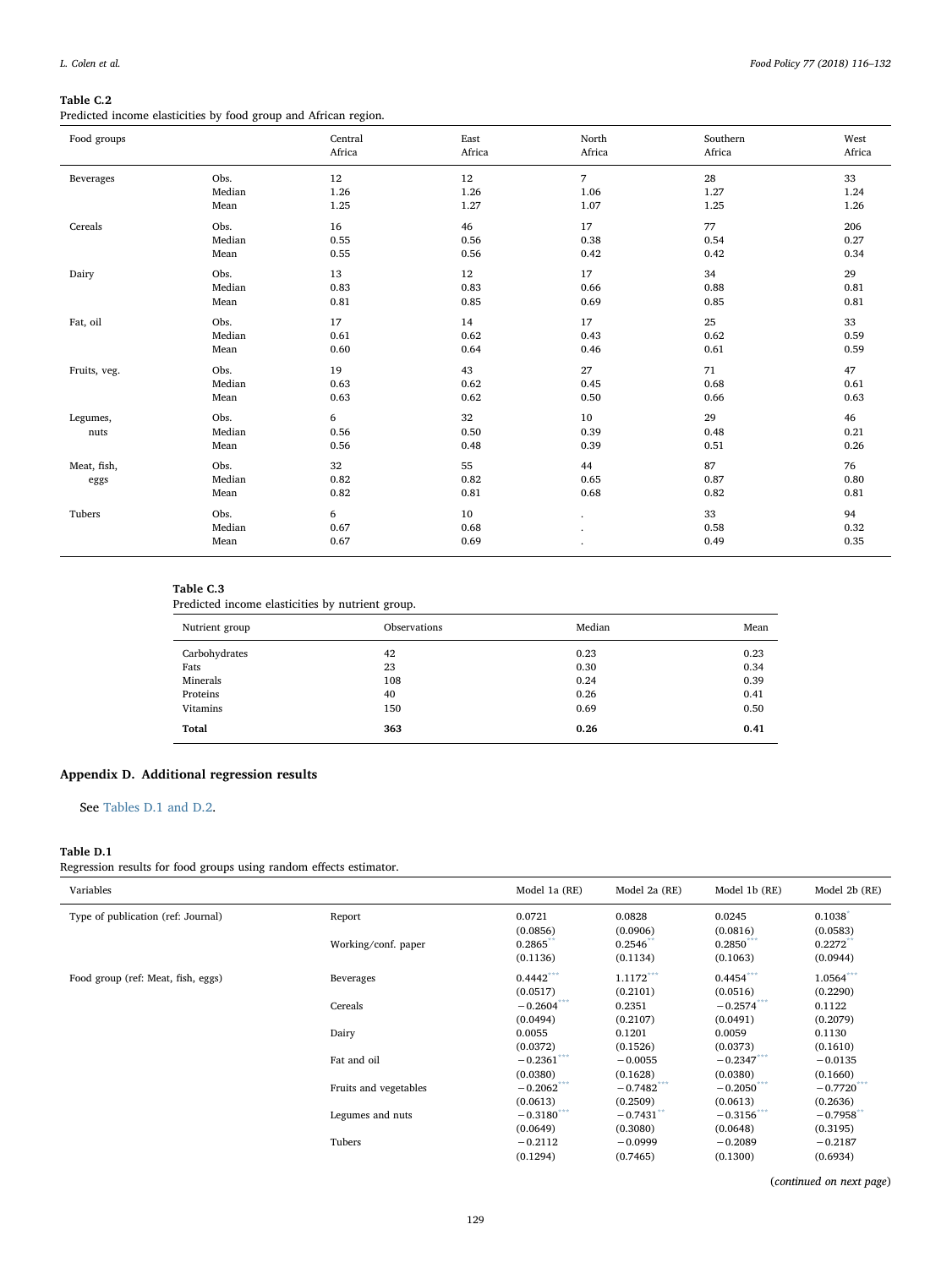**Table C.2**
Predicted income elasticities by food group and African region.

| Food groups | | Central Africa | East Africa | North Africa | Southern Africa | West Africa |
|---|---|---|---|---|---|---|
| Beverages | Obs. | 12 | 12 | 7 | 28 | 33 |
| | Median | 1.26 | 1.26 | 1.06 | 1.27 | 1.24 |
| | Mean | 1.25 | 1.27 | 1.07 | 1.25 | 1.26 |
| Cereals | Obs. | 16 | 46 | 17 | 77 | 206 |
| | Median | 0.55 | 0.56 | 0.38 | 0.54 | 0.27 |
| | Mean | 0.55 | 0.56 | 0.42 | 0.42 | 0.34 |
| Dairy | Obs. | 13 | 12 | 17 | 34 | 29 |
| | Median | 0.83 | 0.83 | 0.66 | 0.88 | 0.81 |
| | Mean | 0.81 | 0.85 | 0.69 | 0.85 | 0.81 |
| Fat, oil | Obs. | 17 | 14 | 17 | 25 | 33 |
| | Median | 0.61 | 0.62 | 0.43 | 0.62 | 0.59 |
| | Mean | 0.60 | 0.64 | 0.46 | 0.61 | 0.59 |
| Fruits, veg. | Obs. | 19 | 43 | 27 | 71 | 47 |
| | Median | 0.63 | 0.62 | 0.45 | 0.68 | 0.61 |
| | Mean | 0.63 | 0.62 | 0.50 | 0.66 | 0.63 |
| Legumes, nuts | Obs. | 6 | 32 | 10 | 29 | 46 |
| | Median | 0.56 | 0.50 | 0.39 | 0.48 | 0.21 |
| | Mean | 0.56 | 0.48 | 0.39 | 0.51 | 0.26 |
| Meat, fish, eggs | Obs. | 32 | 55 | 44 | 87 | 76 |
| | Median | 0.82 | 0.82 | 0.65 | 0.87 | 0.80 |
| | Mean | 0.82 | 0.81 | 0.68 | 0.82 | 0.81 |
| Tubers | Obs. | 6 | 10 | . | 33 | 94 |
| | Median | 0.67 | 0.68 | . | 0.58 | 0.32 |
| | Mean | 0.67 | 0.69 | . | 0.49 | 0.35 |

**Table C.3**
Predicted income elasticities by nutrient group.

| Nutrient group | Observations | Median | Mean |
|---|---|---|---|
| Carbohydrates | 42 | 0.23 | 0.23 |
| Fats | 23 | 0.30 | 0.34 |
| Minerals | 108 | 0.24 | 0.39 |
| Proteins | 40 | 0.26 | 0.41 |
| Vitamins | 150 | 0.69 | 0.50 |
| **Total** | **363** | **0.26** | **0.41** |

## Appendix D. Additional regression results

See Tables D.1 and D.2.

**Table D.1**
Regression results for food groups using random effects estimator.

| Variables | | Model 1a (RE) | Model 2a (RE) | Model 1b (RE) | Model 2b (RE) |
|---|---|---|---|---|---|
| Type of publication (ref: Journal) | Report | 0.0721 | 0.0828 | 0.0245 | 0.1038* |
| | | (0.0856) | (0.0906) | (0.0816) | (0.0583) |
| | Working/conf. paper | 0.2865** | 0.2546** | 0.2850*** | 0.2272** |
| | | (0.1136) | (0.1134) | (0.1063) | (0.0944) |
| Food group (ref: Meat, fish, eggs) | Beverages | 0.4442*** | 1.1172*** | 0.4454*** | 1.0564*** |
| | | (0.0517) | (0.2101) | (0.0516) | (0.2290) |
| | Cereals | −0.2604*** | 0.2351 | −0.2574*** | 0.1122 |
| | | (0.0494) | (0.2107) | (0.0491) | (0.2079) |
| | Dairy | 0.0055 | 0.1201 | 0.0059 | 0.1130 |
| | | (0.0372) | (0.1526) | (0.0373) | (0.1610) |
| | Fat and oil | −0.2361*** | −0.0055 | −0.2347*** | −0.0135 |
| | | (0.0380) | (0.1628) | (0.0380) | (0.1660) |
| | Fruits and vegetables | −0.2062*** | −0.7482*** | −0.2050*** | −0.7720*** |
| | | (0.0613) | (0.2509) | (0.0613) | (0.2636) |
| | Legumes and nuts | −0.3180*** | −0.7431** | −0.3156*** | −0.7958** |
| | | (0.0649) | (0.3080) | (0.0648) | (0.3195) |
| | Tubers | −0.2112 | −0.0999 | −0.2089 | −0.2187 |
| | | (0.1294) | (0.7465) | (0.1300) | (0.6934) |

(*continued on next page*)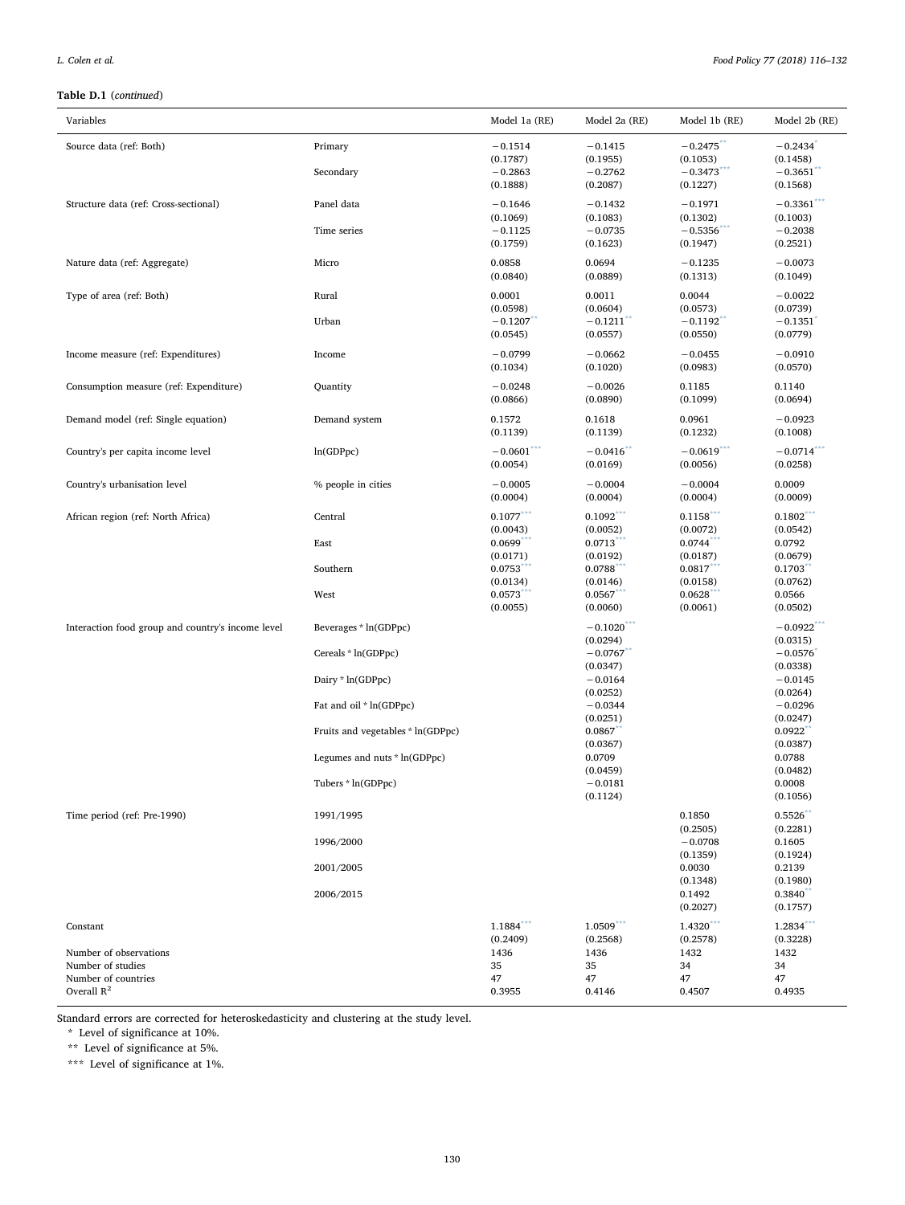**Table D.1** (*continued*)

| Variables | | Model 1a (RE) | Model 2a (RE) | Model 1b (RE) | Model 2b (RE) |
|---|---|---|---|---|---|
| Source data (ref: Both) | Primary | −0.1514 | −0.1415 | −0.2475** | −0.2434* |
| | | (0.1787) | (0.1955) | (0.1053) | (0.1458) |
| | Secondary | −0.2863 | −0.2762 | −0.3473*** | −0.3651** |
| | | (0.1888) | (0.2087) | (0.1227) | (0.1568) |
| Structure data (ref: Cross-sectional) | Panel data | −0.1646 | −0.1432 | −0.1971 | −0.3361*** |
| | | (0.1069) | (0.1083) | (0.1302) | (0.1003) |
| | Time series | −0.1125 | −0.0735 | −0.5356*** | −0.2038 |
| | | (0.1759) | (0.1623) | (0.1947) | (0.2521) |
| Nature data (ref: Aggregate) | Micro | 0.0858 | 0.0694 | −0.1235 | −0.0073 |
| | | (0.0840) | (0.0889) | (0.1313) | (0.1049) |
| Type of area (ref: Both) | Rural | 0.0001 | 0.0011 | 0.0044 | −0.0022 |
| | | (0.0598) | (0.0604) | (0.0573) | (0.0739) |
| | Urban | −0.1207** | −0.1211** | −0.1192** | −0.1351* |
| | | (0.0545) | (0.0557) | (0.0550) | (0.0779) |
| Income measure (ref: Expenditures) | Income | −0.0799 | −0.0662 | −0.0455 | −0.0910 |
| | | (0.1034) | (0.1020) | (0.0983) | (0.0570) |
| Consumption measure (ref: Expenditure) | Quantity | −0.0248 | −0.0026 | 0.1185 | 0.1140 |
| | | (0.0866) | (0.0890) | (0.1099) | (0.0694) |
| Demand model (ref: Single equation) | Demand system | 0.1572 | 0.1618 | 0.0961 | −0.0923 |
| | | (0.1139) | (0.1139) | (0.1232) | (0.1008) |
| Country's per capita income level | ln(GDPpc) | −0.0601*** | −0.0416** | −0.0619*** | −0.0714*** |
| | | (0.0054) | (0.0169) | (0.0056) | (0.0258) |
| Country's urbanisation level | % people in cities | −0.0005 | −0.0004 | −0.0004 | 0.0009 |
| | | (0.0004) | (0.0004) | (0.0004) | (0.0009) |
| African region (ref: North Africa) | Central | 0.1077*** | 0.1092*** | 0.1158*** | 0.1802*** |
| | | (0.0043) | (0.0052) | (0.0072) | (0.0542) |
| | East | 0.0699*** | 0.0713*** | 0.0744*** | 0.0792 |
| | | (0.0171) | (0.0192) | (0.0187) | (0.0679) |
| | Southern | 0.0753*** | 0.0788*** | 0.0817*** | 0.1703** |
| | | (0.0134) | (0.0146) | (0.0158) | (0.0762) |
| | West | 0.0573*** | 0.0567*** | 0.0628*** | 0.0566 |
| | | (0.0055) | (0.0060) | (0.0061) | (0.0502) |
| Interaction food group and country's income level | Beverages * ln(GDPpc) | | −0.1020*** | | −0.0922*** |
| | | | (0.0294) | | (0.0315) |
| | Cereals * ln(GDPpc) | | −0.0767** | | −0.0576* |
| | | | (0.0347) | | (0.0338) |
| | Dairy * ln(GDPpc) | | −0.0164 | | −0.0145 |
| | | | (0.0252) | | (0.0264) |
| | Fat and oil * ln(GDPpc) | | −0.0344 | | −0.0296 |
| | | | (0.0251) | | (0.0247) |
| | Fruits and vegetables * ln(GDPpc) | | 0.0867** | | 0.0922** |
| | | | (0.0367) | | (0.0387) |
| | Legumes and nuts * ln(GDPpc) | | 0.0709 | | 0.0788 |
| | | | (0.0459) | | (0.0482) |
| | Tubers * ln(GDPpc) | | −0.0181 | | 0.0008 |
| | | | (0.1124) | | (0.1056) |
| Time period (ref: Pre-1990) | 1991/1995 | | | 0.1850 | 0.5526** |
| | | | | (0.2505) | (0.2281) |
| | 1996/2000 | | | −0.0708 | 0.1605 |
| | | | | (0.1359) | (0.1924) |
| | 2001/2005 | | | 0.0030 | 0.2139 |
| | | | | (0.1348) | (0.1980) |
| | 2006/2015 | | | 0.1492 | 0.3840** |
| | | | | (0.2027) | (0.1757) |
| Constant | | 1.1884*** | 1.0509*** | 1.4320*** | 1.2834*** |
| | | (0.2409) | (0.2568) | (0.2578) | (0.3228) |
| Number of observations | | 1436 | 1436 | 1432 | 1432 |
| Number of studies | | 35 | 35 | 34 | 34 |
| Number of countries | | 47 | 47 | 47 | 47 |
| Overall $R^2$ | | 0.3955 | 0.4146 | 0.4507 | 0.4935 |

Standard errors are corrected for heteroskedasticity and clustering at the study level.

\* Level of significance at 10%.

\*\* Level of significance at 5%.

\*\*\* Level of significance at 1%.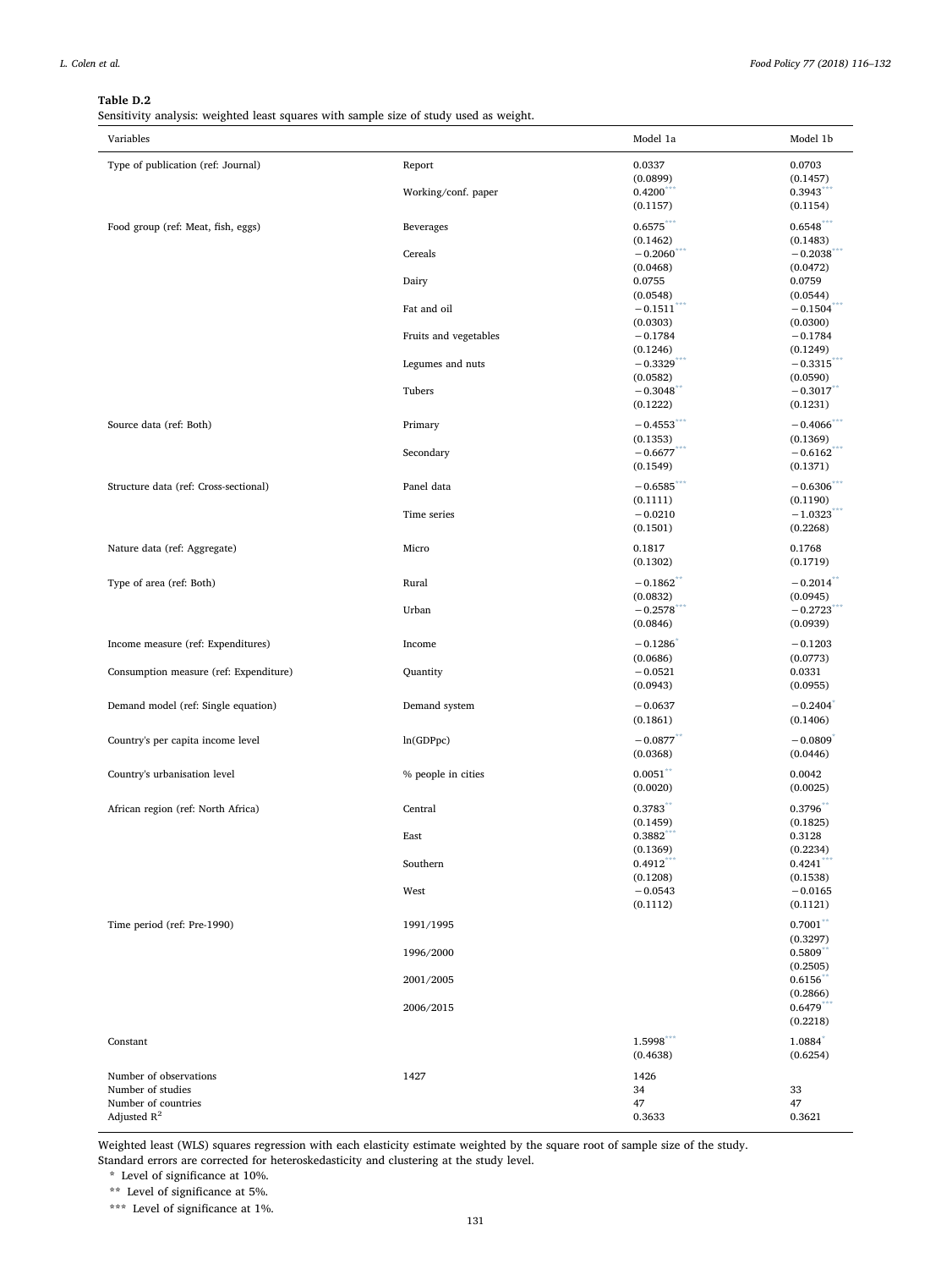**Table D.2**
Sensitivity analysis: weighted least squares with sample size of study used as weight.

| Variables | | Model 1a | Model 1b |
|---|---|---|---|
| Type of publication (ref: Journal) | Report | 0.0337 | 0.0703 |
| | | (0.0899) | (0.1457) |
| | Working/conf. paper | 0.4200*** | 0.3943*** |
| | | (0.1157) | (0.1154) |
| Food group (ref: Meat, fish, eggs) | Beverages | 0.6575*** | 0.6548*** |
| | | (0.1462) | (0.1483) |
| | Cereals | −0.2060*** | −0.2038*** |
| | | (0.0468) | (0.0472) |
| | Dairy | 0.0755 | 0.0759 |
| | | (0.0548) | (0.0544) |
| | Fat and oil | −0.1511*** | −0.1504*** |
| | | (0.0303) | (0.0300) |
| | Fruits and vegetables | −0.1784 | −0.1784 |
| | | (0.1246) | (0.1249) |
| | Legumes and nuts | −0.3329*** | −0.3315*** |
| | | (0.0582) | (0.0590) |
| | Tubers | −0.3048** | −0.3017** |
| | | (0.1222) | (0.1231) |
| Source data (ref: Both) | Primary | −0.4553*** | −0.4066*** |
| | | (0.1353) | (0.1369) |
| | Secondary | −0.6677*** | −0.6162*** |
| | | (0.1549) | (0.1371) |
| Structure data (ref: Cross-sectional) | Panel data | −0.6585*** | −0.6306*** |
| | | (0.1111) | (0.1190) |
| | Time series | −0.0210 | −1.0323*** |
| | | (0.1501) | (0.2268) |
| Nature data (ref: Aggregate) | Micro | 0.1817 | 0.1768 |
| | | (0.1302) | (0.1719) |
| Type of area (ref: Both) | Rural | −0.1862** | −0.2014** |
| | | (0.0832) | (0.0945) |
| | Urban | −0.2578*** | −0.2723*** |
| | | (0.0846) | (0.0939) |
| Income measure (ref: Expenditures) | Income | −0.1286* | −0.1203 |
| | | (0.0686) | (0.0773) |
| Consumption measure (ref: Expenditure) | Quantity | −0.0521 | 0.0331 |
| | | (0.0943) | (0.0955) |
| Demand model (ref: Single equation) | Demand system | −0.0637 | −0.2404* |
| | | (0.1861) | (0.1406) |
| Country's per capita income level | ln(GDPpc) | −0.0877** | −0.0809* |
| | | (0.0368) | (0.0446) |
| Country's urbanisation level | % people in cities | 0.0051** | 0.0042 |
| | | (0.0020) | (0.0025) |
| African region (ref: North Africa) | Central | 0.3783** | 0.3796** |
| | | (0.1459) | (0.1825) |
| | East | 0.3882*** | 0.3128 |
| | | (0.1369) | (0.2234) |
| | Southern | 0.4912*** | 0.4241*** |
| | | (0.1208) | (0.1538) |
| | West | −0.0543 | −0.0165 |
| | | (0.1112) | (0.1121) |
| Time period (ref: Pre-1990) | 1991/1995 | | 0.7001** |
| | | | (0.3297) |
| | 1996/2000 | | 0.5809** |
| | | | (0.2505) |
| | 2001/2005 | | 0.6156** |
| | | | (0.2866) |
| | 2006/2015 | | 0.6479*** |
| | | | (0.2218) |
| Constant | | 1.5998*** | 1.0884* |
| | | (0.4638) | (0.6254) |
| Number of observations | 1427 | 1426 | |
| Number of studies | | 34 | 33 |
| Number of countries | | 47 | 47 |
| Adjusted $R^2$ | | 0.3633 | 0.3621 |

Weighted least (WLS) squares regression with each elasticity estimate weighted by the square root of sample size of the study.
Standard errors are corrected for heteroskedasticity and clustering at the study level.

\* Level of significance at 10%.
\*\* Level of significance at 5%.
\*\*\* Level of significance at 1%.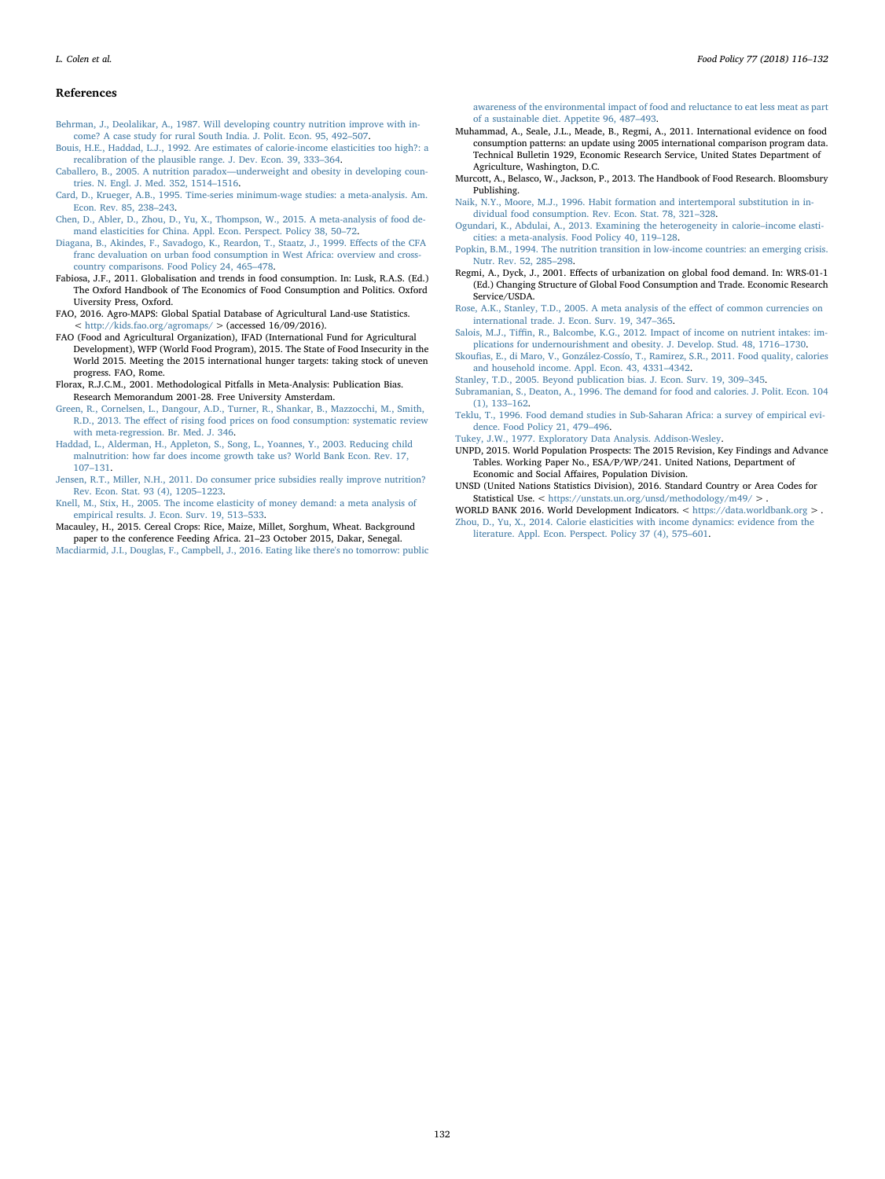## References

Behrman, J., Deolalikar, A., 1987. Will developing country nutrition improve with income? A case study for rural South India. J. Polit. Econ. 95, 492–507.

Bouis, H.E., Haddad, L.J., 1992. Are estimates of calorie-income elasticities too high?: a recalibration of the plausible range. J. Dev. Econ. 39, 333–364.

Caballero, B., 2005. A nutrition paradox—underweight and obesity in developing countries. N. Engl. J. Med. 352, 1514–1516.

Card, D., Krueger, A.B., 1995. Time-series minimum-wage studies: a meta-analysis. Am. Econ. Rev. 85, 238–243.

Chen, D., Abler, D., Zhou, D., Yu, X., Thompson, W., 2015. A meta-analysis of food demand elasticities for China. Appl. Econ. Perspect. Policy 38, 50–72.

Diagana, B., Akindes, F., Savadogo, K., Reardon, T., Staatz, J., 1999. Effects of the CFA franc devaluation on urban food consumption in West Africa: overview and cross-country comparisons. Food Policy 24, 465–478.

Fabiosa, J.F., 2011. Globalisation and trends in food consumption. In: Lusk, R.A.S. (Ed.) The Oxford Handbook of The Economics of Food Consumption and Politics. Oxford Uiversity Press, Oxford.

FAO, 2016. Agro-MAPS: Global Spatial Database of Agricultural Land-use Statistics. < http://kids.fao.org/agromaps/ > (accessed 16/09/2016).

FAO (Food and Agricultural Organization), IFAD (International Fund for Agricultural Development), WFP (World Food Program), 2015. The State of Food Insecurity in the World 2015. Meeting the 2015 international hunger targets: taking stock of uneven progress. FAO, Rome.

Florax, R.J.C.M., 2001. Methodological Pitfalls in Meta-Analysis: Publication Bias. Research Memorandum 2001-28. Free University Amsterdam.

Green, R., Cornelsen, L., Dangour, A.D., Turner, R., Shankar, B., Mazzocchi, M., Smith, R.D., 2013. The effect of rising food prices on food consumption: systematic review with meta-regression. Br. Med. J. 346.

Haddad, L., Alderman, H., Appleton, S., Song, L., Yoannes, Y., 2003. Reducing child malnutrition: how far does income growth take us? World Bank Econ. Rev. 17, 107–131.

Jensen, R.T., Miller, N.H., 2011. Do consumer price subsidies really improve nutrition? Rev. Econ. Stat. 93 (4), 1205–1223.

Knell, M., Stix, H., 2005. The income elasticity of money demand: a meta analysis of empirical results. J. Econ. Surv. 19, 513–533.

Macauley, H., 2015. Cereal Crops: Rice, Maize, Millet, Sorghum, Wheat. Background paper to the conference Feeding Africa. 21–23 October 2015, Dakar, Senegal.

Macdiarmid, J.I., Douglas, F., Campbell, J., 2016. Eating like there's no tomorrow: public awareness of the environmental impact of food and reluctance to eat less meat as part of a sustainable diet. Appetite 96, 487–493.

Muhammad, A., Seale, J.L., Meade, B., Regmi, A., 2011. International evidence on food consumption patterns: an update using 2005 international comparison program data. Technical Bulletin 1929, Economic Research Service, United States Department of Agriculture, Washington, D.C.

Murcott, A., Belasco, W., Jackson, P., 2013. The Handbook of Food Research. Bloomsbury Publishing.

Naik, N.Y., Moore, M.J., 1996. Habit formation and intertemporal substitution in individual food consumption. Rev. Econ. Stat. 78, 321–328.

Ogundari, K., Abdulai, A., 2013. Examining the heterogeneity in calorie–income elasticities: a meta-analysis. Food Policy 40, 119–128.

Popkin, B.M., 1994. The nutrition transition in low-income countries: an emerging crisis. Nutr. Rev. 52, 285–298.

Regmi, A., Dyck, J., 2001. Effects of urbanization on global food demand. In: WRS-01-1 (Ed.) Changing Structure of Global Food Consumption and Trade. Economic Research Service/USDA.

Rose, A.K., Stanley, T.D., 2005. A meta analysis of the effect of common currencies on international trade. J. Econ. Surv. 19, 347–365.

Salois, M.J., Tiffin, R., Balcombe, K.G., 2012. Impact of income on nutrient intakes: implications for undernourishment and obesity. J. Develop. Stud. 48, 1716–1730.

Skoufias, E., di Maro, V., González-Cossío, T., Ramirez, S.R., 2011. Food quality, calories and household income. Appl. Econ. 43, 4331–4342.

Stanley, T.D., 2005. Beyond publication bias. J. Econ. Surv. 19, 309–345.

Subramanian, S., Deaton, A., 1996. The demand for food and calories. J. Polit. Econ. 104 (1), 133–162.

Teklu, T., 1996. Food demand studies in Sub-Saharan Africa: a survey of empirical evidence. Food Policy 21, 479–496.

Tukey, J.W., 1977. Exploratory Data Analysis. Addison-Wesley.

UNPD, 2015. World Population Prospects: The 2015 Revision, Key Findings and Advance Tables. Working Paper No., ESA/P/WP/241. United Nations, Department of Economic and Social Affaires, Population Division.

UNSD (United Nations Statistics Division), 2016. Standard Country or Area Codes for Statistical Use. < https://unstats.un.org/unsd/methodology/m49/ > .

WORLD BANK 2016. World Development Indicators. < https://data.worldbank.org > .

Zhou, D., Yu, X., 2014. Calorie elasticities with income dynamics: evidence from the literature. Appl. Econ. Perspect. Policy 37 (4), 575–601.